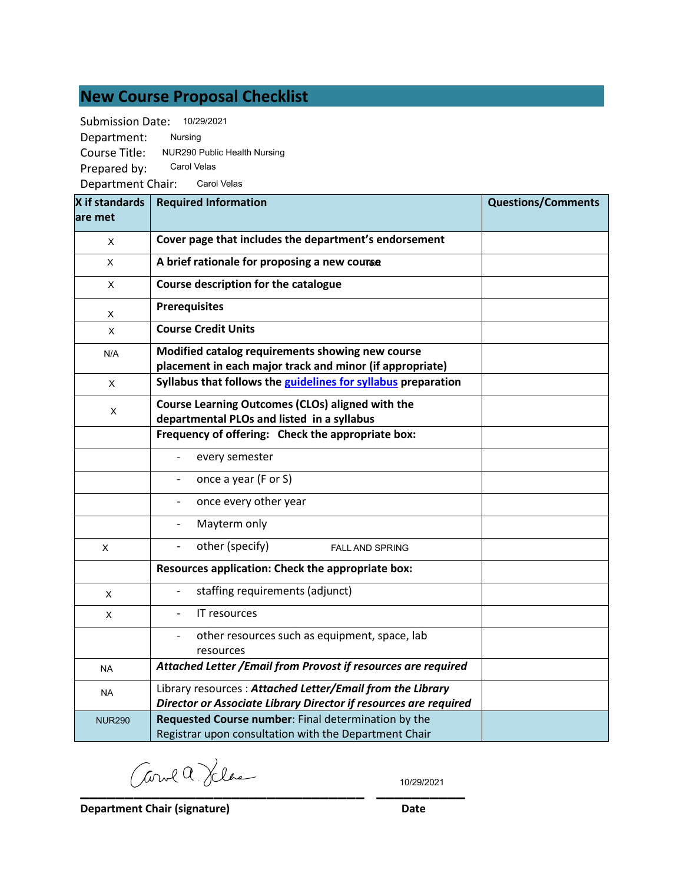# New Course Proposal Checklist

Submission Date: 10/29/2021
Department: Nursing
Course Title: NUR290 Public Health Nursing
Prepared by: Carol Velas
Department Chair: Carol Velas

| X if standards are met | Required Information | Questions/Comments |
|---|---|---|
| X | **Cover page that includes the department's endorsement** | |
| X | **A brief rationale for proposing a new course** | |
| X | **Course description for the catalogue** | |
| X | **Prerequisites** | |
| X | **Course Credit Units** | |
| N/A | **Modified catalog requirements showing new course placement in each major track and minor (if appropriate)** | |
| X | **Syllabus that follows the guidelines for syllabus preparation** | |
| X | **Course Learning Outcomes (CLOs) aligned with the departmental PLOs and listed in a syllabus** | |
| | **Frequency of offering: Check the appropriate box:** | |
| | - every semester | |
| | - once a year (F or S) | |
| | - once every other year | |
| | - Mayterm only | |
| X | - other (specify) FALL AND SPRING | |
| | **Resources application: Check the appropriate box:** | |
| X | - staffing requirements (adjunct) | |
| X | - IT resources | |
| | - other resources such as equipment, space, lab resources | |
| NA | ***Attached Letter /Email from Provost if resources are required*** | |
| NA | Library resources : ***Attached Letter/Email from the Library Director or Associate Library Director if resources are required*** | |
| NUR290 | **Requested Course number**: Final determination by the Registrar upon consultation with the Department Chair | |

Carol A. Velas — 10/29/2021

**Department Chair (signature)** **Date**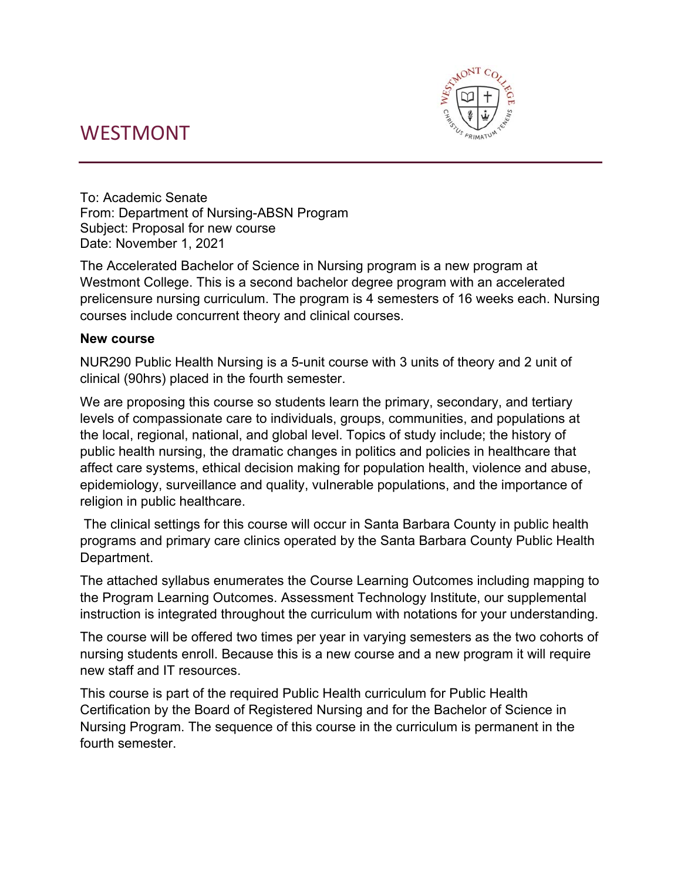# WESTMONT

To: Academic Senate
From: Department of Nursing-ABSN Program
Subject: Proposal for new course
Date: November 1, 2021

The Accelerated Bachelor of Science in Nursing program is a new program at Westmont College. This is a second bachelor degree program with an accelerated prelicensure nursing curriculum. The program is 4 semesters of 16 weeks each. Nursing courses include concurrent theory and clinical courses.

**New course**

NUR290 Public Health Nursing is a 5-unit course with 3 units of theory and 2 unit of clinical (90hrs) placed in the fourth semester.

We are proposing this course so students learn the primary, secondary, and tertiary levels of compassionate care to individuals, groups, communities, and populations at the local, regional, national, and global level. Topics of study include; the history of public health nursing, the dramatic changes in politics and policies in healthcare that affect care systems, ethical decision making for population health, violence and abuse, epidemiology, surveillance and quality, vulnerable populations, and the importance of religion in public healthcare.

The clinical settings for this course will occur in Santa Barbara County in public health programs and primary care clinics operated by the Santa Barbara County Public Health Department.

The attached syllabus enumerates the Course Learning Outcomes including mapping to the Program Learning Outcomes. Assessment Technology Institute, our supplemental instruction is integrated throughout the curriculum with notations for your understanding.

The course will be offered two times per year in varying semesters as the two cohorts of nursing students enroll. Because this is a new course and a new program it will require new staff and IT resources.

This course is part of the required Public Health curriculum for Public Health Certification by the Board of Registered Nursing and for the Bachelor of Science in Nursing Program. The sequence of this course in the curriculum is permanent in the fourth semester.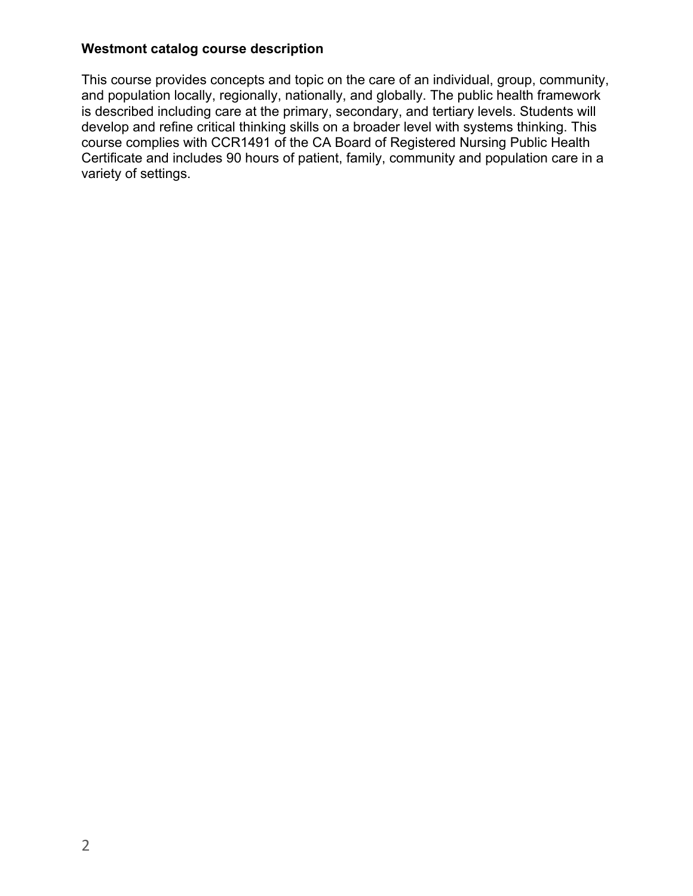**Westmont catalog course description**

This course provides concepts and topic on the care of an individual, group, community, and population locally, regionally, nationally, and globally. The public health framework is described including care at the primary, secondary, and tertiary levels. Students will develop and refine critical thinking skills on a broader level with systems thinking. This course complies with CCR1491 of the CA Board of Registered Nursing Public Health Certificate and includes 90 hours of patient, family, community and population care in a variety of settings.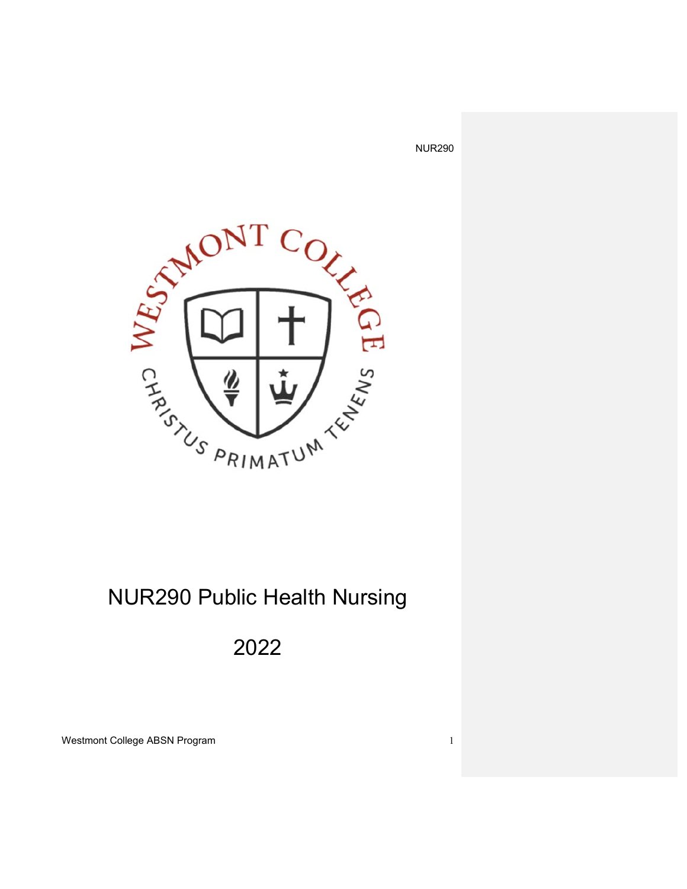# NUR290 Public Health Nursing

# 2022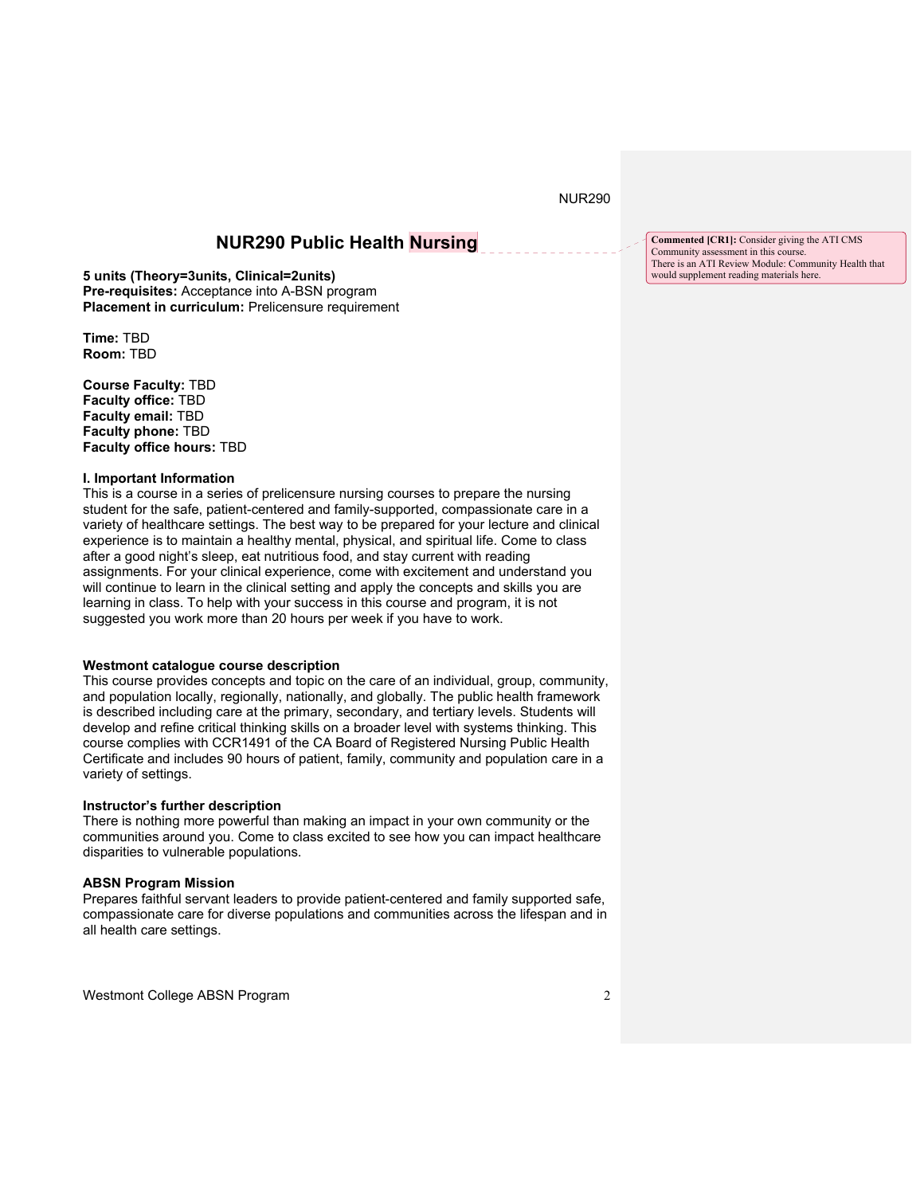# NUR290 Public Health Nursing

> **Commented [CR1]:** Consider giving the ATI CMS Community assessment in this course. There is an ATI Review Module: Community Health that would supplement reading materials here.

**5 units (Theory=3units, Clinical=2units)**
**Pre-requisites:** Acceptance into A-BSN program
**Placement in curriculum:** Prelicensure requirement

**Time:** TBD
**Room:** TBD

**Course Faculty:** TBD
**Faculty office:** TBD
**Faculty email:** TBD
**Faculty phone:** TBD
**Faculty office hours:** TBD

### I. Important Information

This is a course in a series of prelicensure nursing courses to prepare the nursing student for the safe, patient-centered and family-supported, compassionate care in a variety of healthcare settings. The best way to be prepared for your lecture and clinical experience is to maintain a healthy mental, physical, and spiritual life. Come to class after a good night's sleep, eat nutritious food, and stay current with reading assignments. For your clinical experience, come with excitement and understand you will continue to learn in the clinical setting and apply the concepts and skills you are learning in class. To help with your success in this course and program, it is not suggested you work more than 20 hours per week if you have to work.

### Westmont catalogue course description

This course provides concepts and topic on the care of an individual, group, community, and population locally, regionally, nationally, and globally. The public health framework is described including care at the primary, secondary, and tertiary levels. Students will develop and refine critical thinking skills on a broader level with systems thinking. This course complies with CCR1491 of the CA Board of Registered Nursing Public Health Certificate and includes 90 hours of patient, family, community and population care in a variety of settings.

### Instructor's further description

There is nothing more powerful than making an impact in your own community or the communities around you. Come to class excited to see how you can impact healthcare disparities to vulnerable populations.

### ABSN Program Mission

Prepares faithful servant leaders to provide patient-centered and family supported safe, compassionate care for diverse populations and communities across the lifespan and in all health care settings.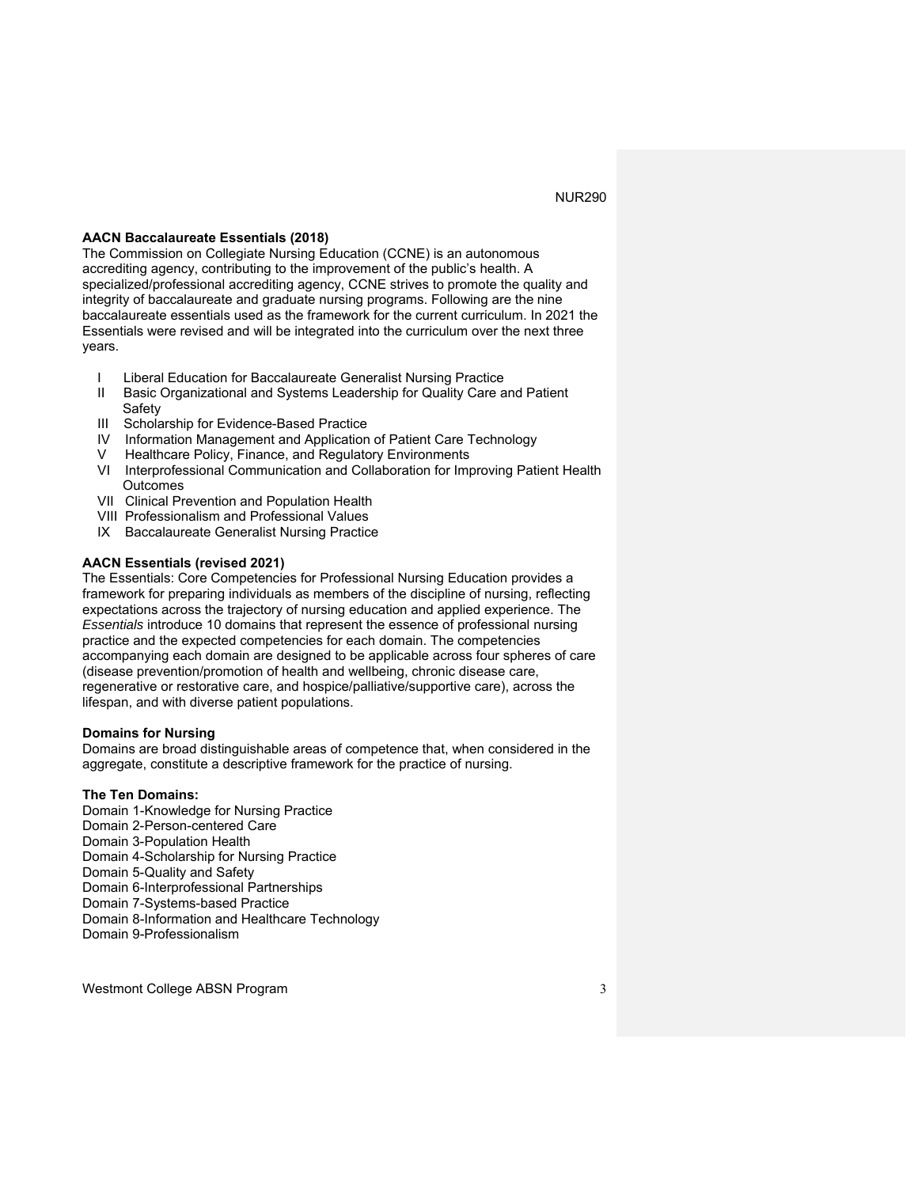**AACN Baccalaureate Essentials (2018)**

The Commission on Collegiate Nursing Education (CCNE) is an autonomous accrediting agency, contributing to the improvement of the public's health. A specialized/professional accrediting agency, CCNE strives to promote the quality and integrity of baccalaureate and graduate nursing programs. Following are the nine baccalaureate essentials used as the framework for the current curriculum. In 2021 the Essentials were revised and will be integrated into the curriculum over the next three years.

- I Liberal Education for Baccalaureate Generalist Nursing Practice
- II Basic Organizational and Systems Leadership for Quality Care and Patient Safety
- III Scholarship for Evidence-Based Practice
- IV Information Management and Application of Patient Care Technology
- V Healthcare Policy, Finance, and Regulatory Environments
- VI Interprofessional Communication and Collaboration for Improving Patient Health Outcomes
- VII Clinical Prevention and Population Health
- VIII Professionalism and Professional Values
- IX Baccalaureate Generalist Nursing Practice

**AACN Essentials (revised 2021)**

The Essentials: Core Competencies for Professional Nursing Education provides a framework for preparing individuals as members of the discipline of nursing, reflecting expectations across the trajectory of nursing education and applied experience. The *Essentials* introduce 10 domains that represent the essence of professional nursing practice and the expected competencies for each domain. The competencies accompanying each domain are designed to be applicable across four spheres of care (disease prevention/promotion of health and wellbeing, chronic disease care, regenerative or restorative care, and hospice/palliative/supportive care), across the lifespan, and with diverse patient populations.

**Domains for Nursing**

Domains are broad distinguishable areas of competence that, when considered in the aggregate, constitute a descriptive framework for the practice of nursing.

**The Ten Domains:**

Domain 1-Knowledge for Nursing Practice
Domain 2-Person-centered Care
Domain 3-Population Health
Domain 4-Scholarship for Nursing Practice
Domain 5-Quality and Safety
Domain 6-Interprofessional Partnerships
Domain 7-Systems-based Practice
Domain 8-Information and Healthcare Technology
Domain 9-Professionalism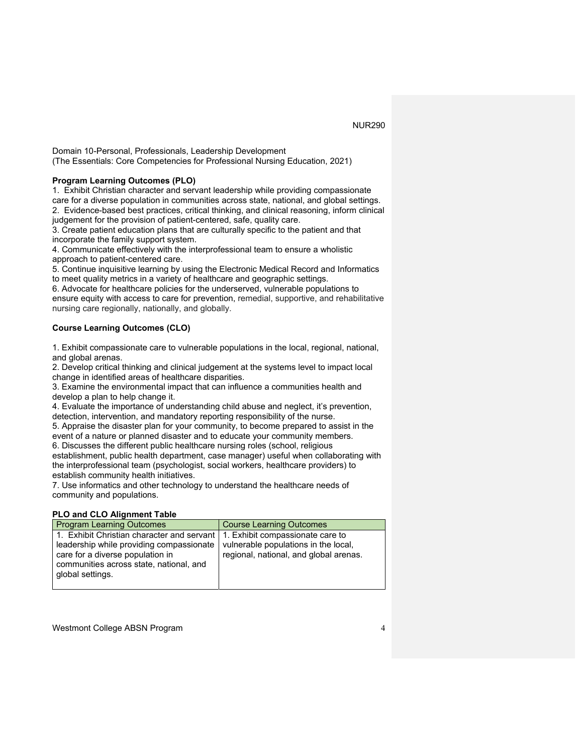Domain 10-Personal, Professionals, Leadership Development
(The Essentials: Core Competencies for Professional Nursing Education, 2021)

**Program Learning Outcomes (PLO)**

1. Exhibit Christian character and servant leadership while providing compassionate care for a diverse population in communities across state, national, and global settings.
2. Evidence-based best practices, critical thinking, and clinical reasoning, inform clinical judgement for the provision of patient-centered, safe, quality care.
3. Create patient education plans that are culturally specific to the patient and that incorporate the family support system.
4. Communicate effectively with the interprofessional team to ensure a wholistic approach to patient-centered care.
5. Continue inquisitive learning by using the Electronic Medical Record and Informatics to meet quality metrics in a variety of healthcare and geographic settings.
6. Advocate for healthcare policies for the underserved, vulnerable populations to ensure equity with access to care for prevention, remedial, supportive, and rehabilitative nursing care regionally, nationally, and globally.

**Course Learning Outcomes (CLO)**

1. Exhibit compassionate care to vulnerable populations in the local, regional, national, and global arenas.
2. Develop critical thinking and clinical judgement at the systems level to impact local change in identified areas of healthcare disparities.
3. Examine the environmental impact that can influence a communities health and develop a plan to help change it.
4. Evaluate the importance of understanding child abuse and neglect, it's prevention, detection, intervention, and mandatory reporting responsibility of the nurse.
5. Appraise the disaster plan for your community, to become prepared to assist in the event of a nature or planned disaster and to educate your community members.
6. Discusses the different public healthcare nursing roles (school, religious establishment, public health department, case manager) useful when collaborating with the interprofessional team (psychologist, social workers, healthcare providers) to establish community health initiatives.
7. Use informatics and other technology to understand the healthcare needs of community and populations.

**PLO and CLO Alignment Table**

| Program Learning Outcomes | Course Learning Outcomes |
|---|---|
| 1. Exhibit Christian character and servant leadership while providing compassionate care for a diverse population in communities across state, national, and global settings. | 1. Exhibit compassionate care to vulnerable populations in the local, regional, national, and global arenas. |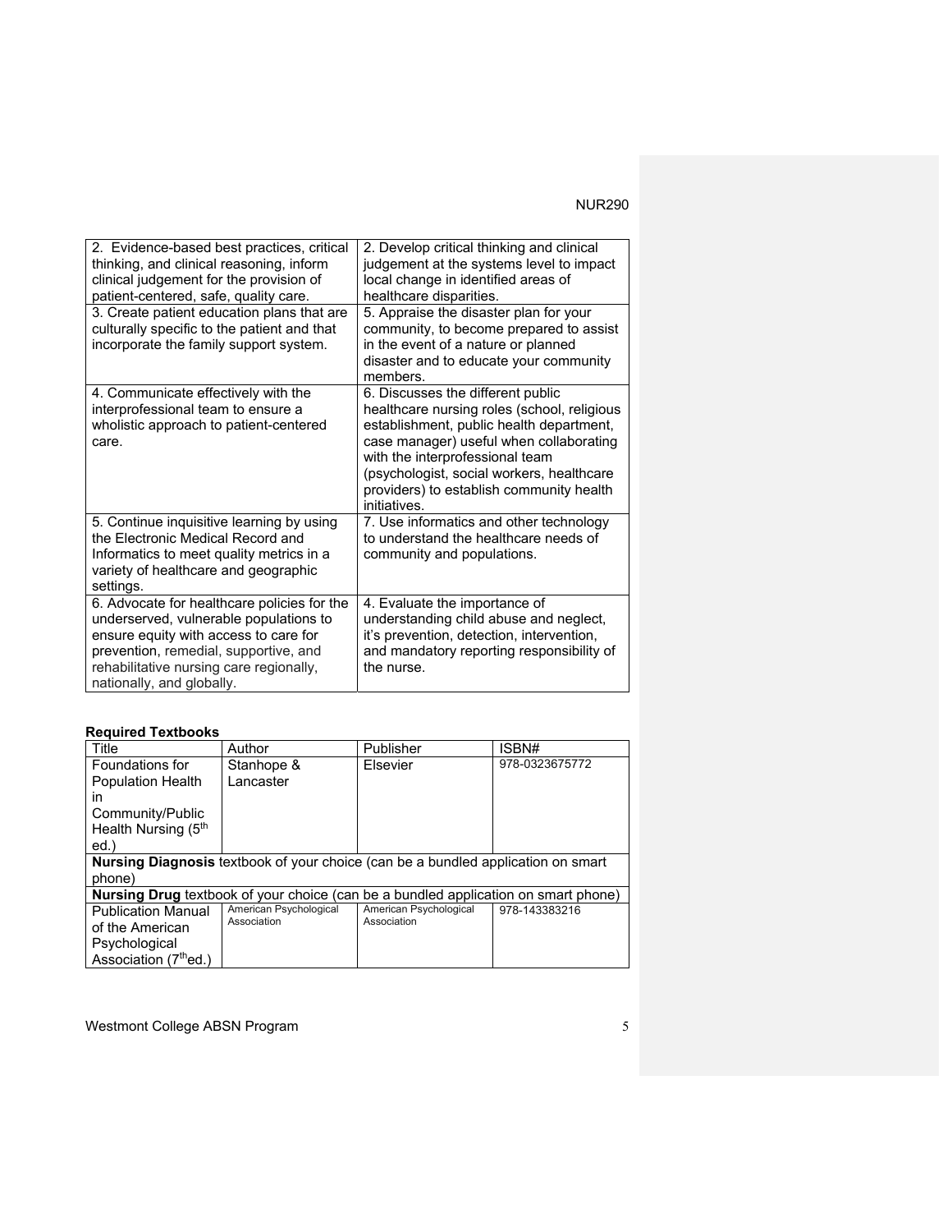| | |
|---|---|
| 2. Evidence-based best practices, critical thinking, and clinical reasoning, inform clinical judgement for the provision of patient-centered, safe, quality care. | 2. Develop critical thinking and clinical judgement at the systems level to impact local change in identified areas of healthcare disparities. |
| 3. Create patient education plans that are culturally specific to the patient and that incorporate the family support system. | 5. Appraise the disaster plan for your community, to become prepared to assist in the event of a nature or planned disaster and to educate your community members. |
| 4. Communicate effectively with the interprofessional team to ensure a wholistic approach to patient-centered care. | 6. Discusses the different public healthcare nursing roles (school, religious establishment, public health department, case manager) useful when collaborating with the interprofessional team (psychologist, social workers, healthcare providers) to establish community health initiatives. |
| 5. Continue inquisitive learning by using the Electronic Medical Record and Informatics to meet quality metrics in a variety of healthcare and geographic settings. | 7. Use informatics and other technology to understand the healthcare needs of community and populations. |
| 6. Advocate for healthcare policies for the underserved, vulnerable populations to ensure equity with access to care for prevention, remedial, supportive, and rehabilitative nursing care regionally, nationally, and globally. | 4. Evaluate the importance of understanding child abuse and neglect, it's prevention, detection, intervention, and mandatory reporting responsibility of the nurse. |

**Required Textbooks**

| Title | Author | Publisher | ISBN# |
|---|---|---|---|
| Foundations for Population Health in Community/Public Health Nursing (5th ed.) | Stanhope & Lancaster | Elsevier | 978-0323675772 |
| **Nursing Diagnosis** textbook of your choice (can be a bundled application on smart phone) | | | |
| **Nursing Drug** textbook of your choice (can be a bundled application on smart phone) | | | |
| Publication Manual of the American Psychological Association (7th ed.) | American Psychological Association | American Psychological Association | 978-143383216 |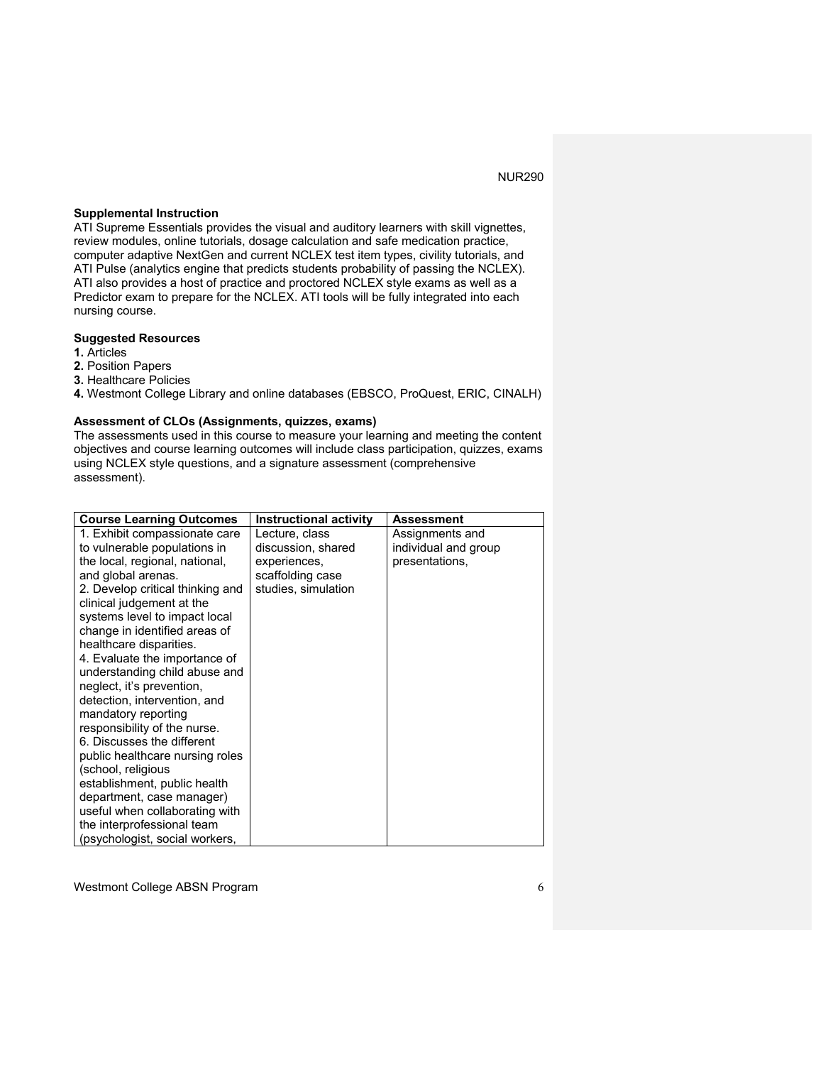### Supplemental Instruction

ATI Supreme Essentials provides the visual and auditory learners with skill vignettes, review modules, online tutorials, dosage calculation and safe medication practice, computer adaptive NextGen and current NCLEX test item types, civility tutorials, and ATI Pulse (analytics engine that predicts students probability of passing the NCLEX). ATI also provides a host of practice and proctored NCLEX style exams as well as a Predictor exam to prepare for the NCLEX. ATI tools will be fully integrated into each nursing course.

### Suggested Resources

**1.** Articles
**2.** Position Papers
**3.** Healthcare Policies
**4.** Westmont College Library and online databases (EBSCO, ProQuest, ERIC, CINALH)

### Assessment of CLOs (Assignments, quizzes, exams)

The assessments used in this course to measure your learning and meeting the content objectives and course learning outcomes will include class participation, quizzes, exams using NCLEX style questions, and a signature assessment (comprehensive assessment).

| Course Learning Outcomes | Instructional activity | Assessment |
|---|---|---|
| 1. Exhibit compassionate care to vulnerable populations in the local, regional, national, and global arenas.<br>2. Develop critical thinking and clinical judgement at the systems level to impact local change in identified areas of healthcare disparities.<br>4. Evaluate the importance of understanding child abuse and neglect, it's prevention, detection, intervention, and mandatory reporting responsibility of the nurse.<br>6. Discusses the different public healthcare nursing roles (school, religious establishment, public health department, case manager) useful when collaborating with the interprofessional team (psychologist, social workers, | Lecture, class discussion, shared experiences, scaffolding case studies, simulation | Assignments and individual and group presentations, |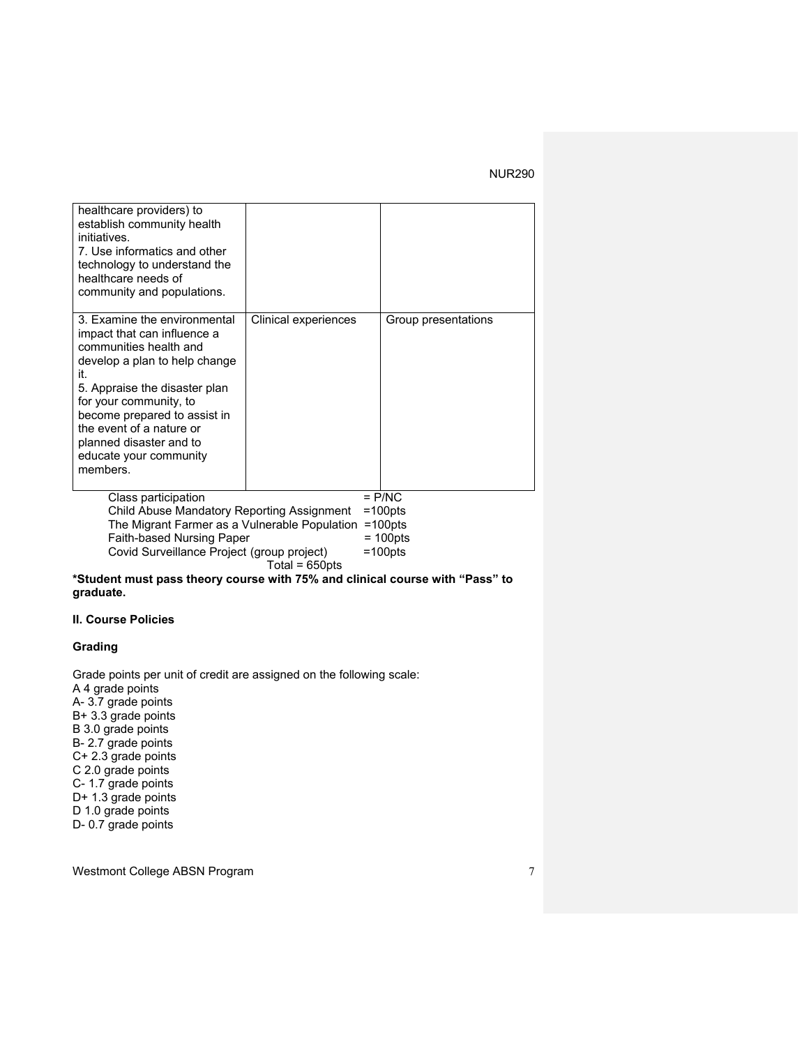| | | |
|---|---|---|
| healthcare providers) to establish community health initiatives.<br>7. Use informatics and other technology to understand the healthcare needs of community and populations. | | |
| 3. Examine the environmental impact that can influence a communities health and develop a plan to help change it.<br>5. Appraise the disaster plan for your community, to become prepared to assist in the event of a nature or planned disaster and to educate your community members. | Clinical experiences | Group presentations |

Class participation = P/NC
Child Abuse Mandatory Reporting Assignment =100pts
The Migrant Farmer as a Vulnerable Population =100pts
Faith-based Nursing Paper = 100pts
Covid Surveillance Project (group project) =100pts
Total = 650pts

**\*Student must pass theory course with 75% and clinical course with "Pass" to graduate.**

**II. Course Policies**

**Grading**

Grade points per unit of credit are assigned on the following scale:
A 4 grade points
A- 3.7 grade points
B+ 3.3 grade points
B 3.0 grade points
B- 2.7 grade points
C+ 2.3 grade points
C 2.0 grade points
C- 1.7 grade points
D+ 1.3 grade points
D 1.0 grade points
D- 0.7 grade points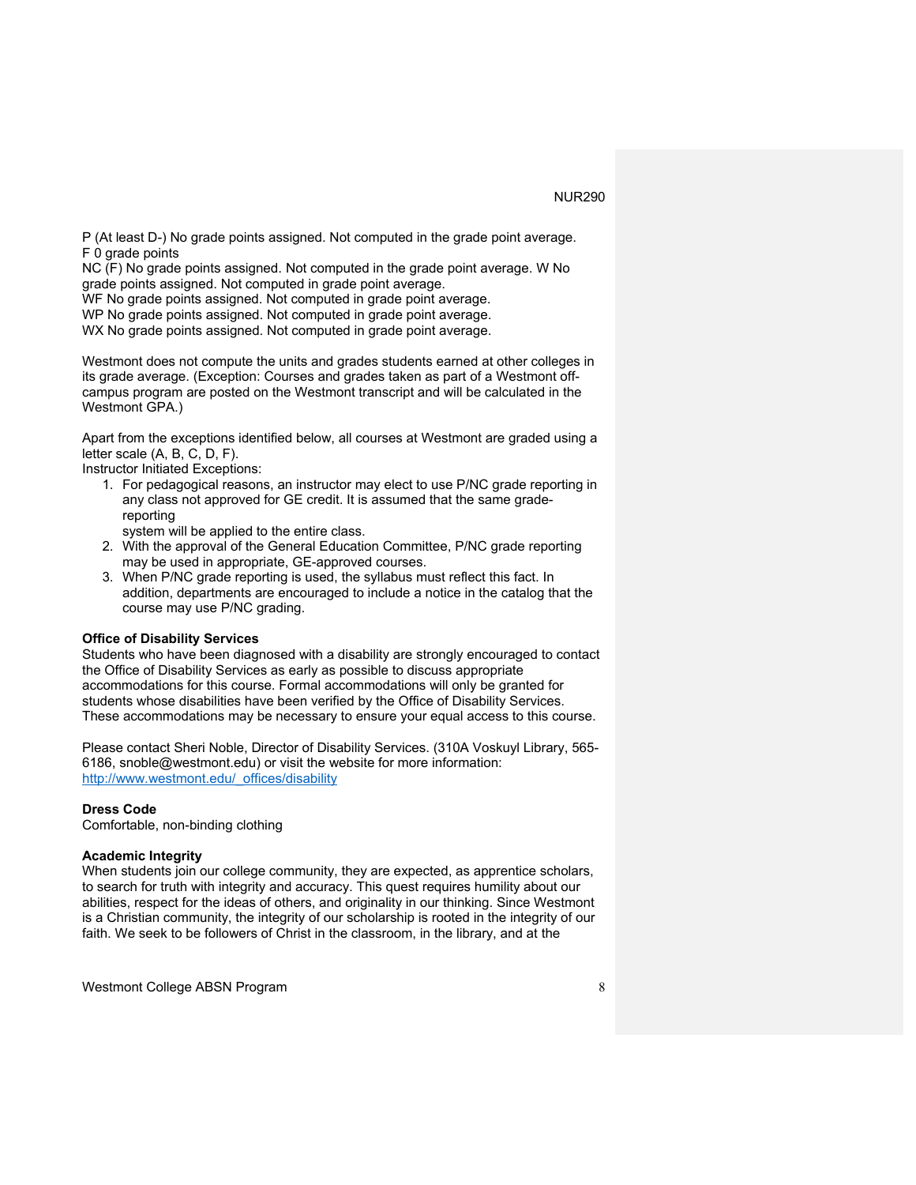P (At least D-) No grade points assigned. Not computed in the grade point average.
F 0 grade points
NC (F) No grade points assigned. Not computed in the grade point average. W No grade points assigned. Not computed in grade point average.
WF No grade points assigned. Not computed in grade point average.
WP No grade points assigned. Not computed in grade point average.
WX No grade points assigned. Not computed in grade point average.

Westmont does not compute the units and grades students earned at other colleges in its grade average. (Exception: Courses and grades taken as part of a Westmont off-campus program are posted on the Westmont transcript and will be calculated in the Westmont GPA.)

Apart from the exceptions identified below, all courses at Westmont are graded using a letter scale (A, B, C, D, F).
Instructor Initiated Exceptions:

1. For pedagogical reasons, an instructor may elect to use P/NC grade reporting in any class not approved for GE credit. It is assumed that the same grade-reporting system will be applied to the entire class.
2. With the approval of the General Education Committee, P/NC grade reporting may be used in appropriate, GE-approved courses.
3. When P/NC grade reporting is used, the syllabus must reflect this fact. In addition, departments are encouraged to include a notice in the catalog that the course may use P/NC grading.

**Office of Disability Services**
Students who have been diagnosed with a disability are strongly encouraged to contact the Office of Disability Services as early as possible to discuss appropriate accommodations for this course. Formal accommodations will only be granted for students whose disabilities have been verified by the Office of Disability Services. These accommodations may be necessary to ensure your equal access to this course.

Please contact Sheri Noble, Director of Disability Services. (310A Voskuyl Library, 565-6186, snoble@westmont.edu) or visit the website for more information: http://www.westmont.edu/_offices/disability

**Dress Code**
Comfortable, non-binding clothing

**Academic Integrity**
When students join our college community, they are expected, as apprentice scholars, to search for truth with integrity and accuracy. This quest requires humility about our abilities, respect for the ideas of others, and originality in our thinking. Since Westmont is a Christian community, the integrity of our scholarship is rooted in the integrity of our faith. We seek to be followers of Christ in the classroom, in the library, and at the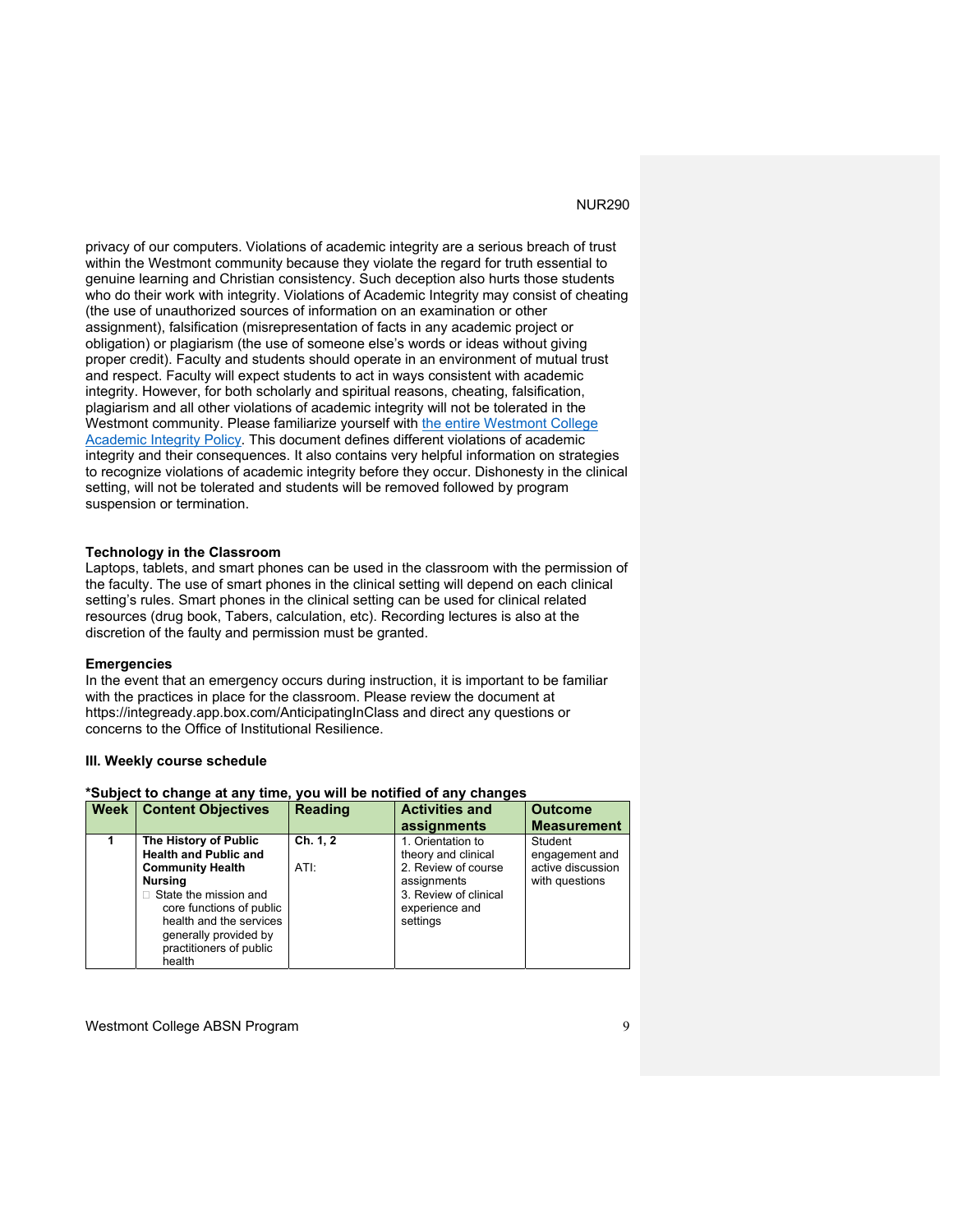privacy of our computers. Violations of academic integrity are a serious breach of trust within the Westmont community because they violate the regard for truth essential to genuine learning and Christian consistency. Such deception also hurts those students who do their work with integrity. Violations of Academic Integrity may consist of cheating (the use of unauthorized sources of information on an examination or other assignment), falsification (misrepresentation of facts in any academic project or obligation) or plagiarism (the use of someone else's words or ideas without giving proper credit). Faculty and students should operate in an environment of mutual trust and respect. Faculty will expect students to act in ways consistent with academic integrity. However, for both scholarly and spiritual reasons, cheating, falsification, plagiarism and all other violations of academic integrity will not be tolerated in the Westmont community. Please familiarize yourself with the entire Westmont College Academic Integrity Policy. This document defines different violations of academic integrity and their consequences. It also contains very helpful information on strategies to recognize violations of academic integrity before they occur. Dishonesty in the clinical setting, will not be tolerated and students will be removed followed by program suspension or termination.

**Technology in the Classroom**
Laptops, tablets, and smart phones can be used in the classroom with the permission of the faculty. The use of smart phones in the clinical setting will depend on each clinical setting's rules. Smart phones in the clinical setting can be used for clinical related resources (drug book, Tabers, calculation, etc). Recording lectures is also at the discretion of the faulty and permission must be granted.

**Emergencies**
In the event that an emergency occurs during instruction, it is important to be familiar with the practices in place for the classroom. Please review the document at https://integready.app.box.com/AnticipatingInClass and direct any questions or concerns to the Office of Institutional Resilience.

**III. Weekly course schedule**

***Subject to change at any time, you will be notified of any changes**

| Week | Content Objectives | Reading | Activities and assignments | Outcome Measurement |
|---|---|---|---|---|
| 1 | **The History of Public Health and Public and Community Health Nursing**<br>- State the mission and core functions of public health and the services generally provided by practitioners of public health | **Ch. 1, 2**<br><br>ATI: | 1. Orientation to theory and clinical<br>2. Review of course assignments<br>3. Review of clinical experience and settings | Student engagement and active discussion with questions |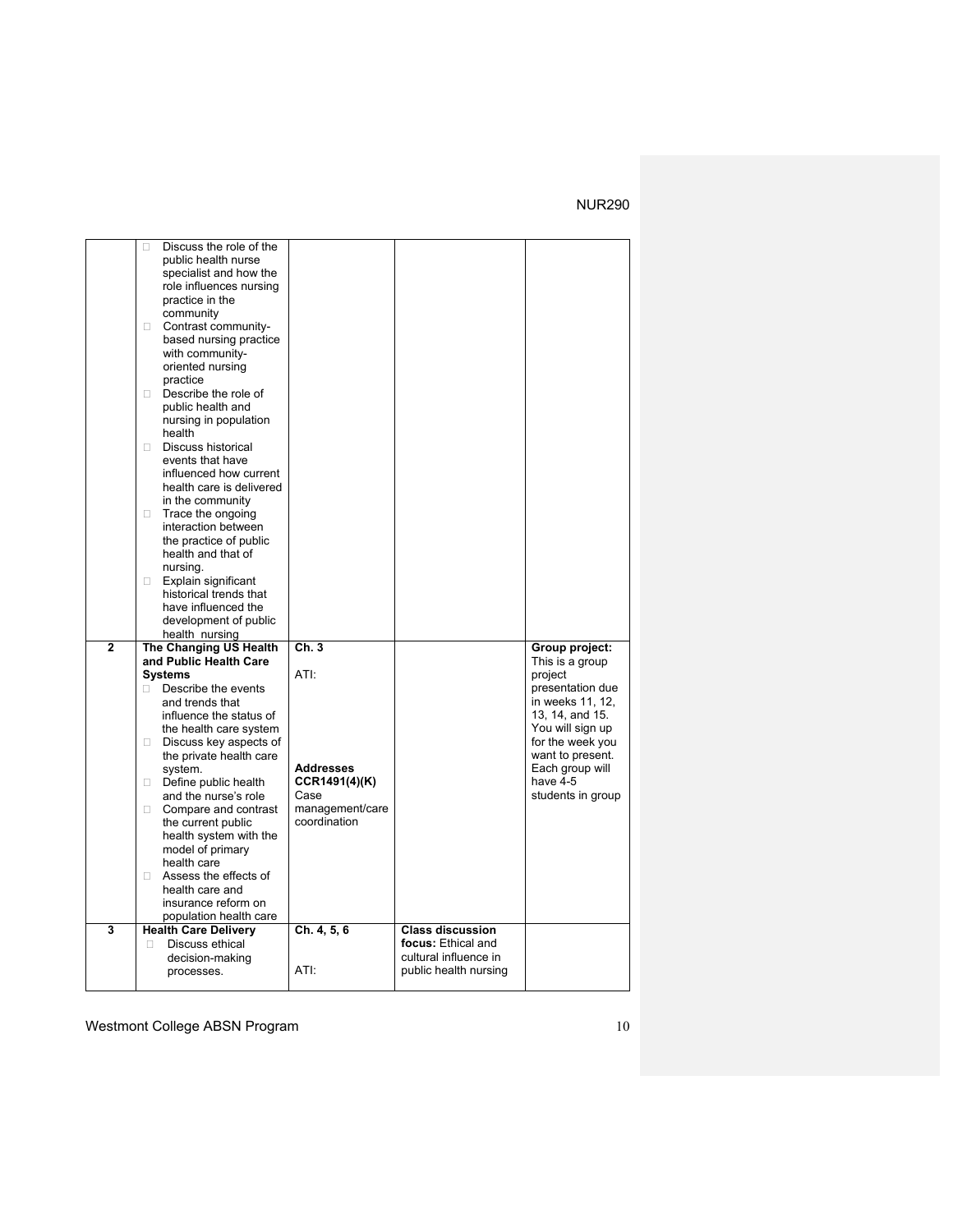| | | | | |
|---|---|---|---|---|
| | □ Discuss the role of the public health nurse specialist and how the role influences nursing practice in the community<br>□ Contrast community-based nursing practice with community-oriented nursing practice<br>□ Describe the role of public health and nursing in population health<br>□ Discuss historical events that have influenced how current health care is delivered in the community<br>□ Trace the ongoing interaction between the practice of public health and that of nursing.<br>□ Explain significant historical trends that have influenced the development of public health nursing | | | |
| **2** | **The Changing US Health and Public Health Care Systems**<br>□ Describe the events and trends that influence the status of the health care system<br>□ Discuss key aspects of the private health care system.<br>□ Define public health and the nurse's role<br>□ Compare and contrast the current public health system with the model of primary health care<br>□ Assess the effects of health care and insurance reform on population health care | **Ch. 3**<br><br>ATI:<br><br>**Addresses CCR1491(4)(K)** Case management/care coordination | | **Group project:** This is a group project presentation due in weeks 11, 12, 13, 14, and 15. You will sign up for the week you want to present. Each group will have 4-5 students in group |
| **3** | **Health Care Delivery**<br>□ Discuss ethical decision-making processes. | **Ch. 4, 5, 6**<br><br>ATI: | **Class discussion focus:** Ethical and cultural influence in public health nursing | |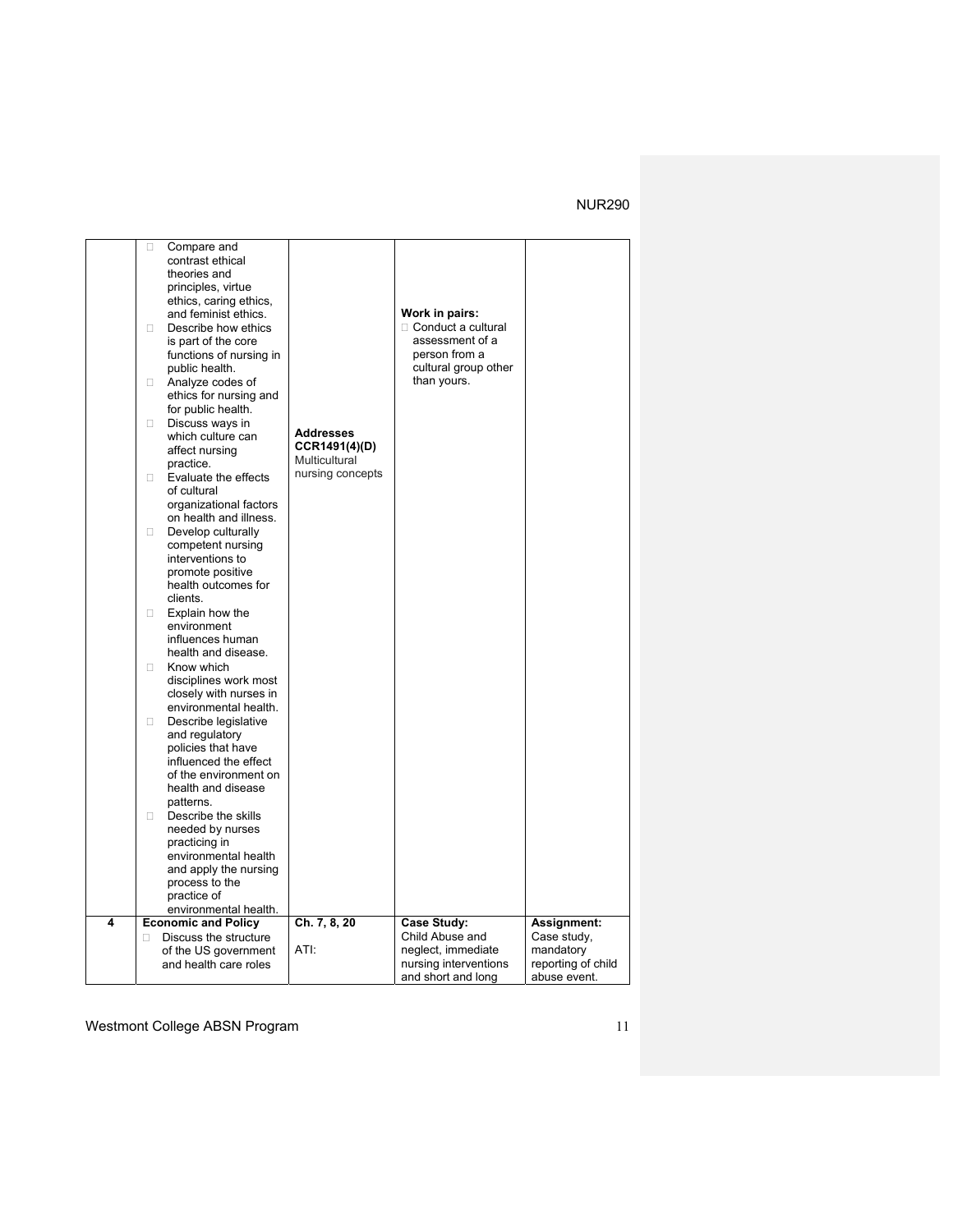| | | | | |
|---|---|---|---|---|
| | - Compare and contrast ethical theories and principles, virtue ethics, caring ethics, and feminist ethics.<br>- Describe how ethics is part of the core functions of nursing in public health.<br>- Analyze codes of ethics for nursing and for public health.<br>- Discuss ways in which culture can affect nursing practice.<br>- Evaluate the effects of cultural organizational factors on health and illness.<br>- Develop culturally competent nursing interventions to promote positive health outcomes for clients.<br>- Explain how the environment influences human health and disease.<br>- Know which disciplines work most closely with nurses in environmental health.<br>- Describe legislative and regulatory policies that have influenced the effect of the environment on health and disease patterns.<br>- Describe the skills needed by nurses practicing in environmental health and apply the nursing process to the practice of environmental health. | **Addresses CCR1491(4)(D)** Multicultural nursing concepts | **Work in pairs:**<br>- Conduct a cultural assessment of a person from a cultural group other than yours. | |
| **4** | **Economic and Policy**<br>- Discuss the structure of the US government and health care roles | **Ch. 7, 8, 20**<br><br>ATI: | **Case Study:** Child Abuse and neglect, immediate nursing interventions and short and long | **Assignment:** Case study, mandatory reporting of child abuse event. |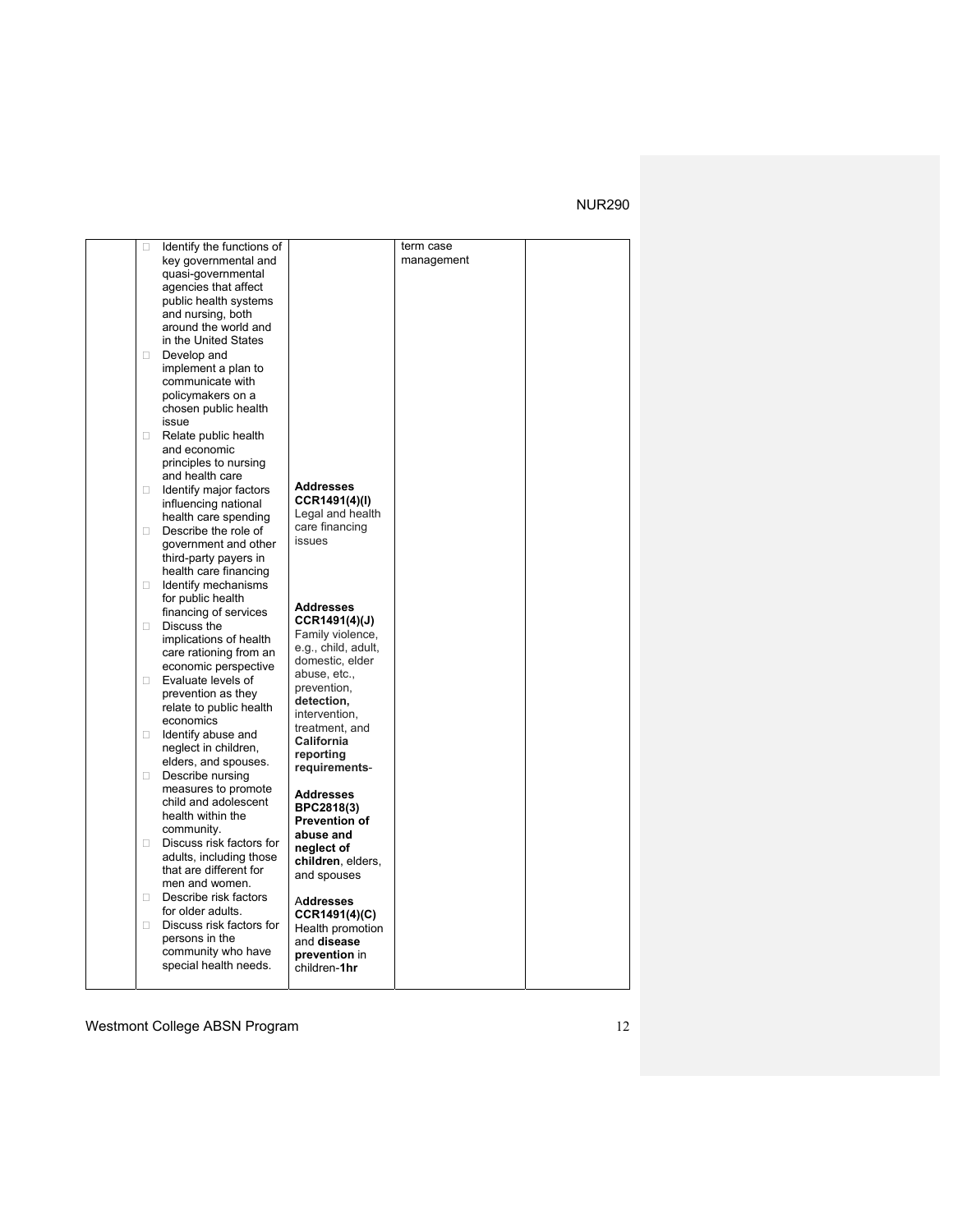| | | | | |
|---|---|---|---|---|
| | - Identify the functions of key governmental and quasi-governmental agencies that affect public health systems and nursing, both around the world and in the United States<br>- Develop and implement a plan to communicate with policymakers on a chosen public health issue<br>- Relate public health and economic principles to nursing and health care<br>- Identify major factors influencing national health care spending<br>- Describe the role of government and other third-party payers in health care financing<br>- Identify mechanisms for public health financing of services<br>- Discuss the implications of health care rationing from an economic perspective<br>- Evaluate levels of prevention as they relate to public health economics<br>- Identify abuse and neglect in children, elders, and spouses.<br>- Describe nursing measures to promote child and adolescent health within the community.<br>- Discuss risk factors for adults, including those that are different for men and women.<br>- Describe risk factors for older adults.<br>- Discuss risk factors for persons in the community who have special health needs. | **Addresses CCR1491(4)(I)** Legal and health care financing issues<br><br>**Addresses CCR1491(4)(J)** Family violence, e.g., child, adult, domestic, elder abuse, etc., prevention, **detection,** intervention, treatment, and **California reporting requirements**-<br><br>**Addresses BPC2818(3) Prevention of abuse and neglect of children**, elders, and spouses<br><br>A**ddresses CCR1491(4)(C)** Health promotion and **disease prevention** in children-**1hr** | term case management | |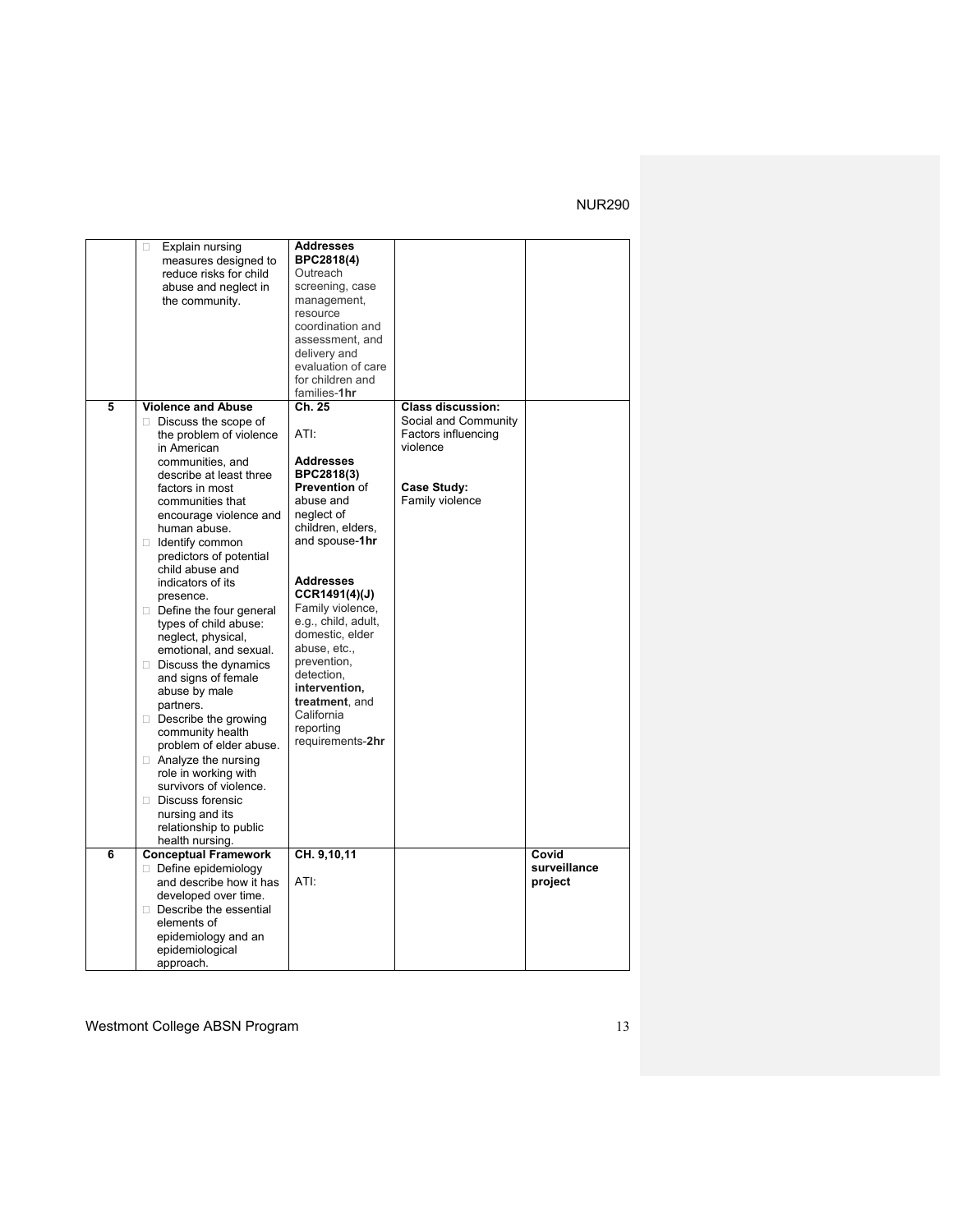| | | | | |
|---|---|---|---|---|
| | □ Explain nursing measures designed to reduce risks for child abuse and neglect in the community. | **Addresses BPC2818(4)** Outreach screening, case management, resource coordination and assessment, and delivery and evaluation of care for children and families-**1hr** | | |
| **5** | **Violence and Abuse**<br>□ Discuss the scope of the problem of violence in American communities, and describe at least three factors in most communities that encourage violence and human abuse.<br>□ Identify common predictors of potential child abuse and indicators of its presence.<br>□ Define the four general types of child abuse: neglect, physical, emotional, and sexual.<br>□ Discuss the dynamics and signs of female abuse by male partners.<br>□ Describe the growing community health problem of elder abuse.<br>□ Analyze the nursing role in working with survivors of violence.<br>□ Discuss forensic nursing and its relationship to public health nursing. | **Ch. 25**<br><br>ATI:<br><br>**Addresses BPC2818(3) Prevention** of abuse and neglect of children, elders, and spouse-**1hr**<br><br>**Addresses CCR1491(4)(J)** Family violence, e.g., child, adult, domestic, elder abuse, etc., prevention, detection, **intervention, treatment**, and California reporting requirements-**2hr** | **Class discussion:** Social and Community Factors influencing violence<br><br>**Case Study:** Family violence | |
| **6** | **Conceptual Framework**<br>□ Define epidemiology and describe how it has developed over time.<br>□ Describe the essential elements of epidemiology and an epidemiological approach. | **CH. 9,10,11**<br><br>ATI: | | **Covid surveillance project** |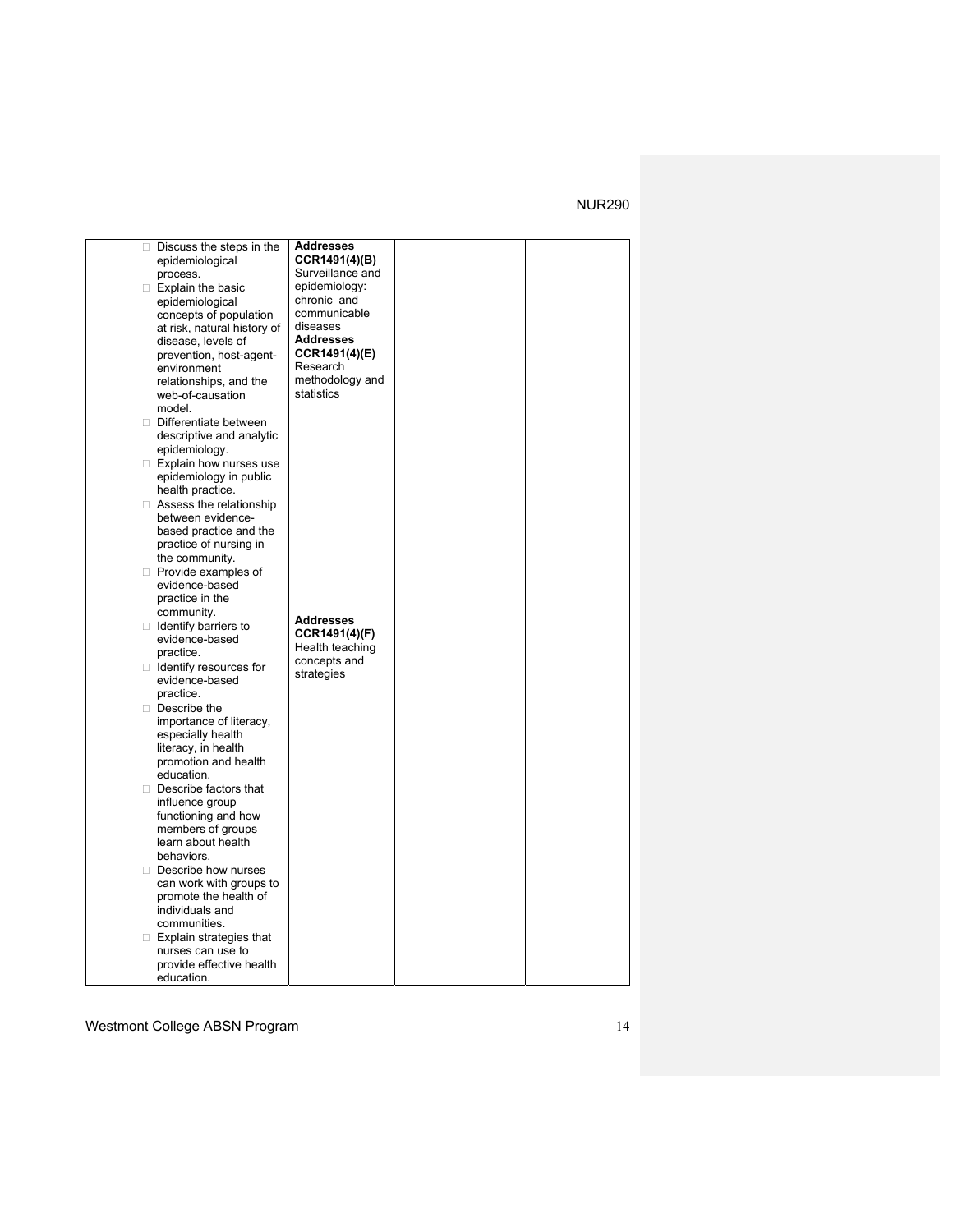| | | | | |
|---|---|---|---|---|
| | □ Discuss the steps in the epidemiological process.<br>□ Explain the basic epidemiological concepts of population at risk, natural history of disease, levels of prevention, host-agent-environment relationships, and the web-of-causation model.<br>□ Differentiate between descriptive and analytic epidemiology.<br>□ Explain how nurses use epidemiology in public health practice.<br>□ Assess the relationship between evidence-based practice and the practice of nursing in the community.<br>□ Provide examples of evidence-based practice in the community.<br>□ Identify barriers to evidence-based practice.<br>□ Identify resources for evidence-based practice.<br>□ Describe the importance of literacy, especially health literacy, in health promotion and health education.<br>□ Describe factors that influence group functioning and how members of groups learn about health behaviors.<br>□ Describe how nurses can work with groups to promote the health of individuals and communities.<br>□ Explain strategies that nurses can use to provide effective health education. | **Addresses CCR1491(4)(B)** Surveillance and epidemiology: chronic and communicable diseases<br>**Addresses CCR1491(4)(E)** Research methodology and statistics<br><br>**Addresses CCR1491(4)(F)** Health teaching concepts and strategies | | |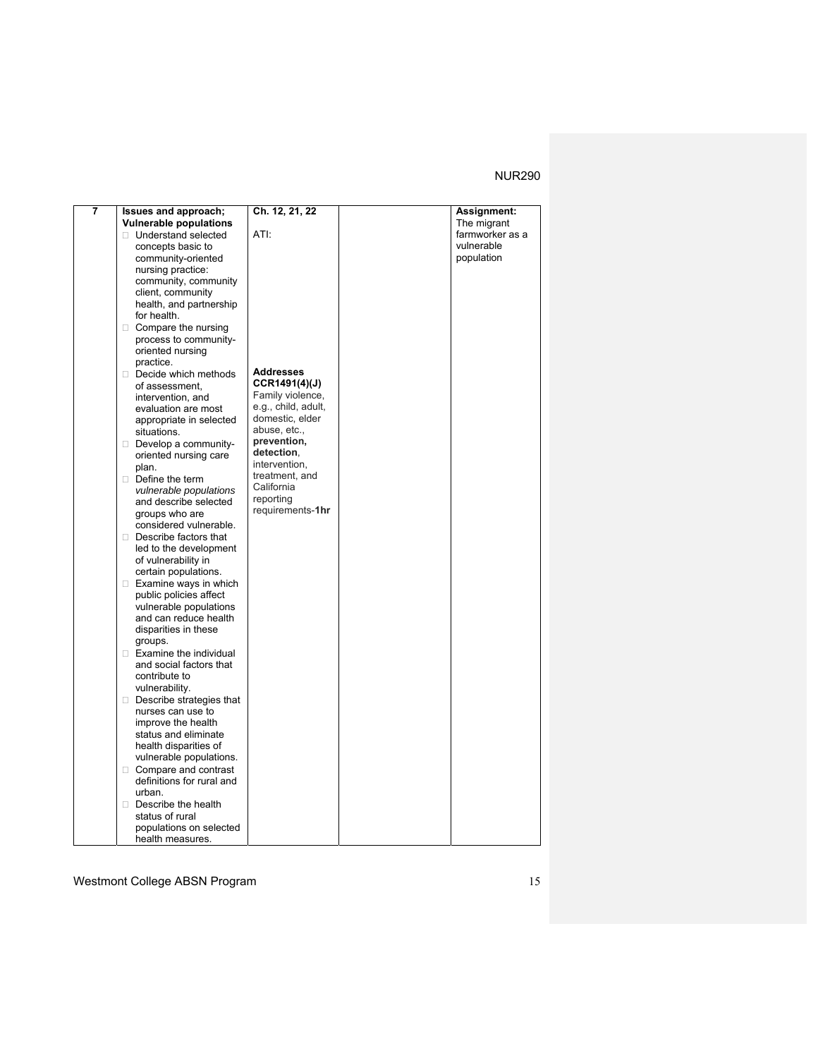| 7 | **Issues and approach; Vulnerable populations**<br>□ Understand selected concepts basic to community-oriented nursing practice: community, community client, community health, and partnership for health.<br>□ Compare the nursing process to community-oriented nursing practice.<br>□ Decide which methods of assessment, intervention, and evaluation are most appropriate in selected situations.<br>□ Develop a community-oriented nursing care plan.<br>□ Define the term *vulnerable populations* and describe selected groups who are considered vulnerable.<br>□ Describe factors that led to the development of vulnerability in certain populations.<br>□ Examine ways in which public policies affect vulnerable populations and can reduce health disparities in these groups.<br>□ Examine the individual and social factors that contribute to vulnerability.<br>□ Describe strategies that nurses can use to improve the health status and eliminate health disparities of vulnerable populations.<br>□ Compare and contrast definitions for rural and urban.<br>□ Describe the health status of rural populations on selected health measures. | **Ch. 12, 21, 22**<br><br>ATI:<br><br>**Addresses CCR1491(4)(J)** Family violence, e.g., child, adult, domestic, elder abuse, etc., **prevention, detection**, intervention, treatment, and California reporting requirements-**1hr** | | **Assignment:** The migrant farmworker as a vulnerable population |
|---|---|---|---|---|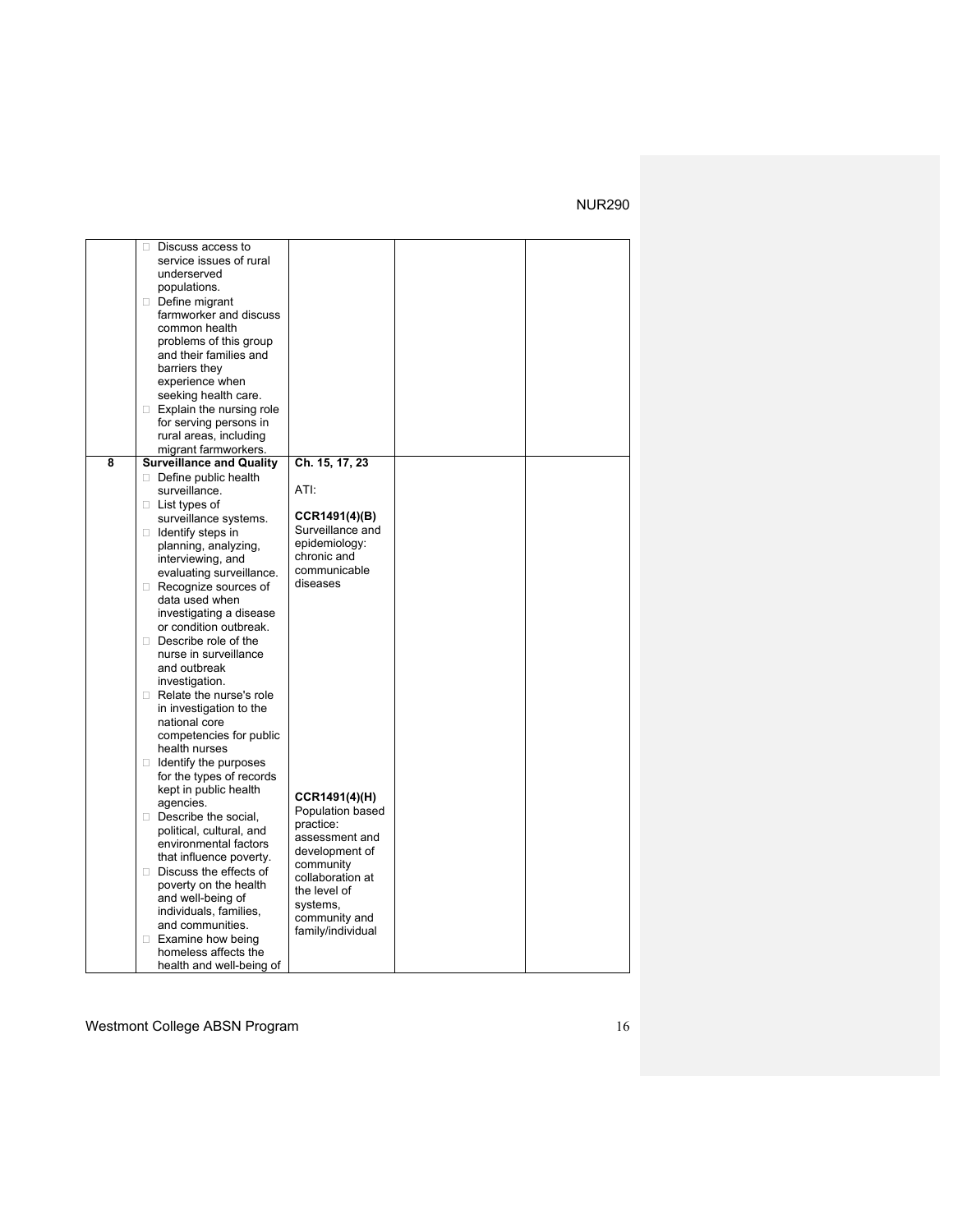| | | | | |
|---|---|---|---|---|
| | □ Discuss access to service issues of rural underserved populations.<br>□ Define migrant farmworker and discuss common health problems of this group and their families and barriers they experience when seeking health care.<br>□ Explain the nursing role for serving persons in rural areas, including migrant farmworkers. | | | |
| 8 | **Surveillance and Quality**<br>□ Define public health surveillance.<br>□ List types of surveillance systems.<br>□ Identify steps in planning, analyzing, interviewing, and evaluating surveillance.<br>□ Recognize sources of data used when investigating a disease or condition outbreak.<br>□ Describe role of the nurse in surveillance and outbreak investigation.<br>□ Relate the nurse's role in investigation to the national core competencies for public health nurses<br>□ Identify the purposes for the types of records kept in public health agencies.<br>□ Describe the social, political, cultural, and environmental factors that influence poverty.<br>□ Discuss the effects of poverty on the health and well-being of individuals, families, and communities.<br>□ Examine how being homeless affects the health and well-being of | **Ch. 15, 17, 23**<br><br>ATI:<br><br>**CCR1491(4)(B)**<br>Surveillance and epidemiology: chronic and communicable diseases<br><br>**CCR1491(4)(H)**<br>Population based practice: assessment and development of community collaboration at the level of systems, community and family/individual | | |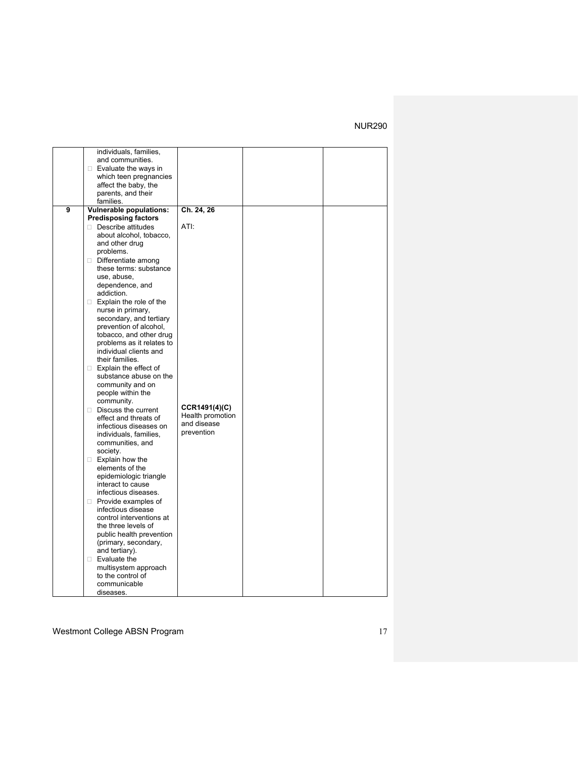| | | | | |
|---|---|---|---|---|
| | individuals, families, and communities.<br>□ Evaluate the ways in which teen pregnancies affect the baby, the parents, and their families. | | | |
| 9 | **Vulnerable populations: Predisposing factors**<br>□ Describe attitudes about alcohol, tobacco, and other drug problems.<br>□ Differentiate among these terms: substance use, abuse, dependence, and addiction.<br>□ Explain the role of the nurse in primary, secondary, and tertiary prevention of alcohol, tobacco, and other drug problems as it relates to individual clients and their families.<br>□ Explain the effect of substance abuse on the community and on people within the community.<br>□ Discuss the current effect and threats of infectious diseases on individuals, families, communities, and society.<br>□ Explain how the elements of the epidemiologic triangle interact to cause infectious diseases.<br>□ Provide examples of infectious disease control interventions at the three levels of public health prevention (primary, secondary, and tertiary).<br>□ Evaluate the multisystem approach to the control of communicable diseases. | **Ch. 24, 26**<br><br>ATI:<br><br>**CCR1491(4)(C)** Health promotion and disease prevention | | |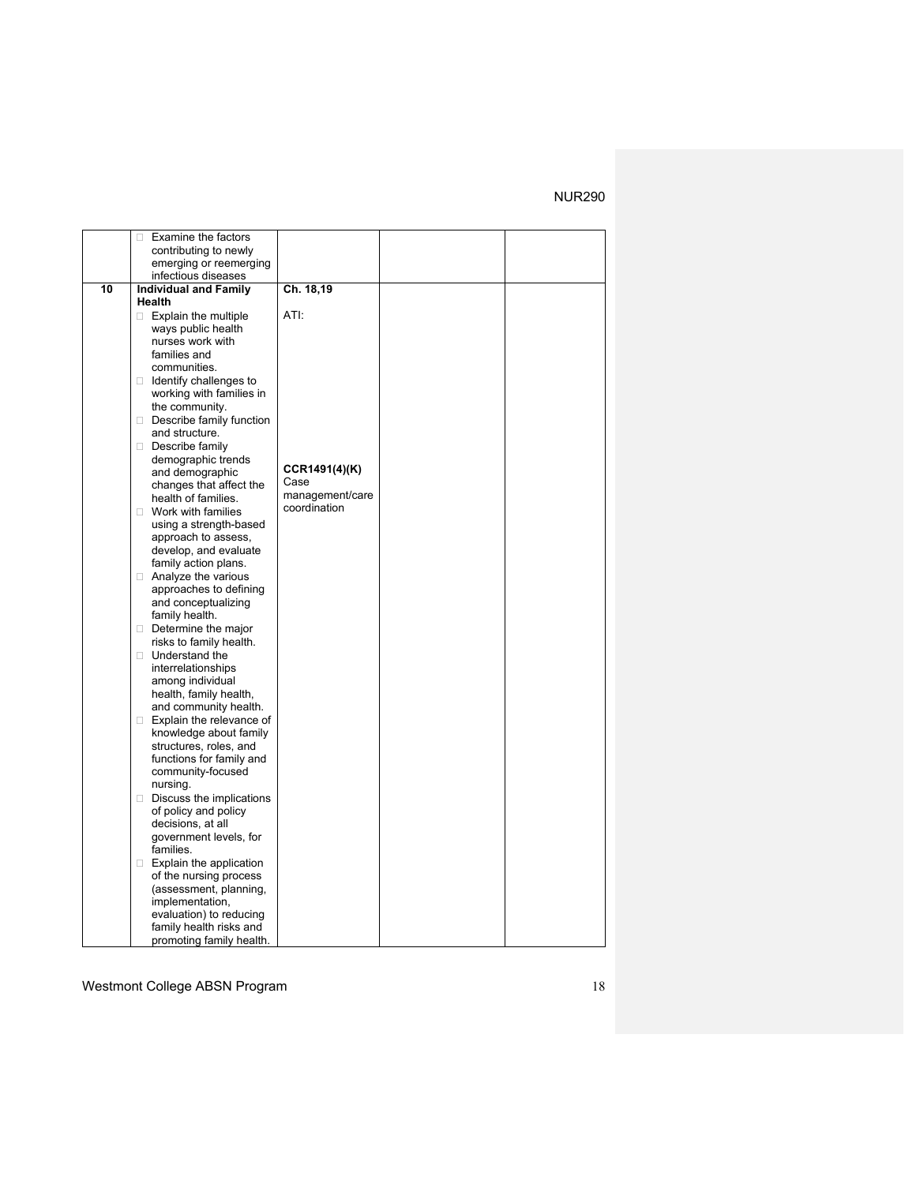| | | | | |
|---|---|---|---|---|
| | □ Examine the factors contributing to newly emerging or reemerging infectious diseases | | | |
| **10** | **Individual and Family Health**<br>□ Explain the multiple ways public health nurses work with families and communities.<br>□ Identify challenges to working with families in the community.<br>□ Describe family function and structure.<br>□ Describe family demographic trends and demographic changes that affect the health of families.<br>□ Work with families using a strength-based approach to assess, develop, and evaluate family action plans.<br>□ Analyze the various approaches to defining and conceptualizing family health.<br>□ Determine the major risks to family health.<br>□ Understand the interrelationships among individual health, family health, and community health.<br>□ Explain the relevance of knowledge about family structures, roles, and functions for family and community-focused nursing.<br>□ Discuss the implications of policy and policy decisions, at all government levels, for families.<br>□ Explain the application of the nursing process (assessment, planning, implementation, evaluation) to reducing family health risks and promoting family health. | **Ch. 18,19**<br><br>ATI:<br><br>**CCR1491(4)(K)**<br>Case management/care coordination | | |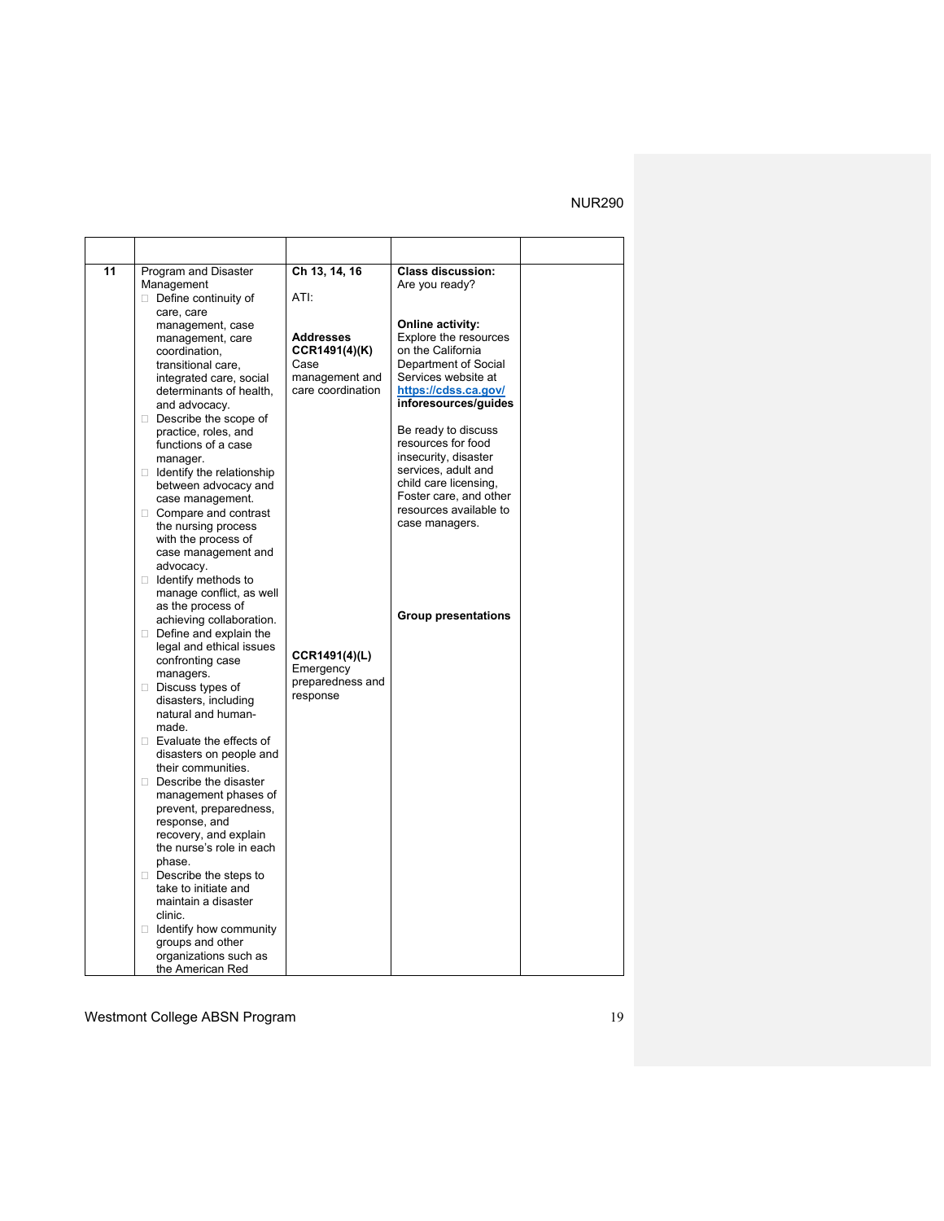| | | | | |
|---|---|---|---|---|
| **11** | Program and Disaster Management<br>□ Define continuity of care, care management, case management, care coordination, transitional care, integrated care, social determinants of health, and advocacy.<br>□ Describe the scope of practice, roles, and functions of a case manager.<br>□ Identify the relationship between advocacy and case management.<br>□ Compare and contrast the nursing process with the process of case management and advocacy.<br>□ Identify methods to manage conflict, as well as the process of achieving collaboration.<br>□ Define and explain the legal and ethical issues confronting case managers.<br>□ Discuss types of disasters, including natural and human-made.<br>□ Evaluate the effects of disasters on people and their communities.<br>□ Describe the disaster management phases of prevent, preparedness, response, and recovery, and explain the nurse's role in each phase.<br>□ Describe the steps to take to initiate and maintain a disaster clinic.<br>□ Identify how community groups and other organizations such as the American Red | **Ch 13, 14, 16**<br><br>ATI:<br><br>**Addresses CCR1491(4)(K)** Case management and care coordination<br><br>**CCR1491(4)(L)** Emergency preparedness and response | **Class discussion:** Are you ready?<br><br>**Online activity:** Explore the resources on the California Department of Social Services website at **https://cdss.ca.gov/inforesources/guides**<br><br>Be ready to discuss resources for food insecurity, disaster services, adult and child care licensing, Foster care, and other resources available to case managers.<br><br>**Group presentations** | |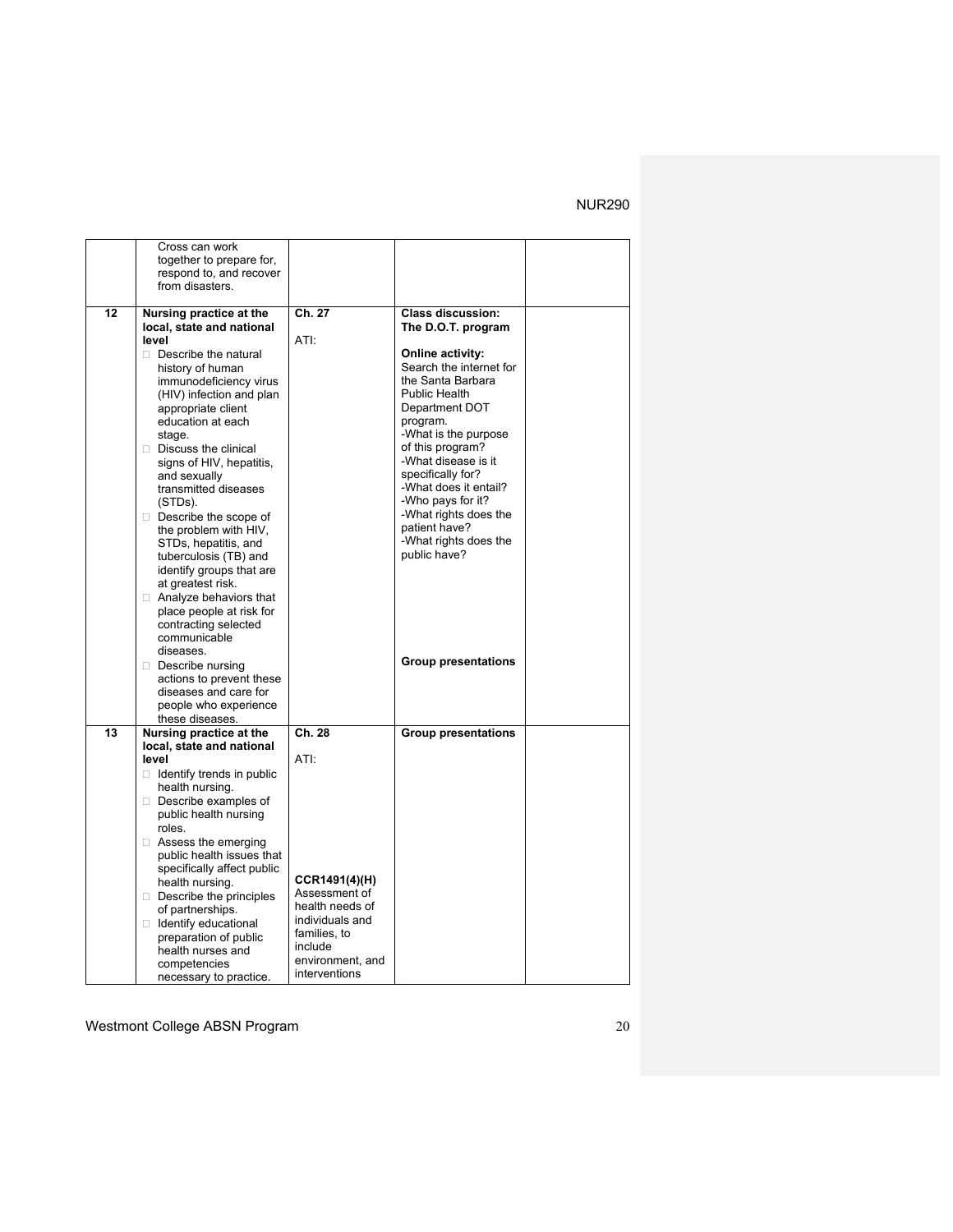| | | | | |
|---|---|---|---|---|
| | Cross can work together to prepare for, respond to, and recover from disasters. | | | |
| **12** | **Nursing practice at the local, state and national level**<br>□ Describe the natural history of human immunodeficiency virus (HIV) infection and plan appropriate client education at each stage.<br>□ Discuss the clinical signs of HIV, hepatitis, and sexually transmitted diseases (STDs).<br>□ Describe the scope of the problem with HIV, STDs, hepatitis, and tuberculosis (TB) and identify groups that are at greatest risk.<br>□ Analyze behaviors that place people at risk for contracting selected communicable diseases.<br>□ Describe nursing actions to prevent these diseases and care for people who experience these diseases. | **Ch. 27**<br><br>ATI: | **Class discussion: The D.O.T. program**<br><br>**Online activity:**<br>Search the internet for the Santa Barbara Public Health Department DOT program.<br>-What is the purpose of this program?<br>-What disease is it specifically for?<br>-What does it entail?<br>-Who pays for it?<br>-What rights does the patient have?<br>-What rights does the public have?<br><br>**Group presentations** | |
| **13** | **Nursing practice at the local, state and national level**<br>□ Identify trends in public health nursing.<br>□ Describe examples of public health nursing roles.<br>□ Assess the emerging public health issues that specifically affect public health nursing.<br>□ Describe the principles of partnerships.<br>□ Identify educational preparation of public health nurses and competencies necessary to practice. | **Ch. 28**<br><br>ATI:<br><br>**CCR1491(4)(H)**<br>Assessment of health needs of individuals and families, to include environment, and interventions | **Group presentations** | |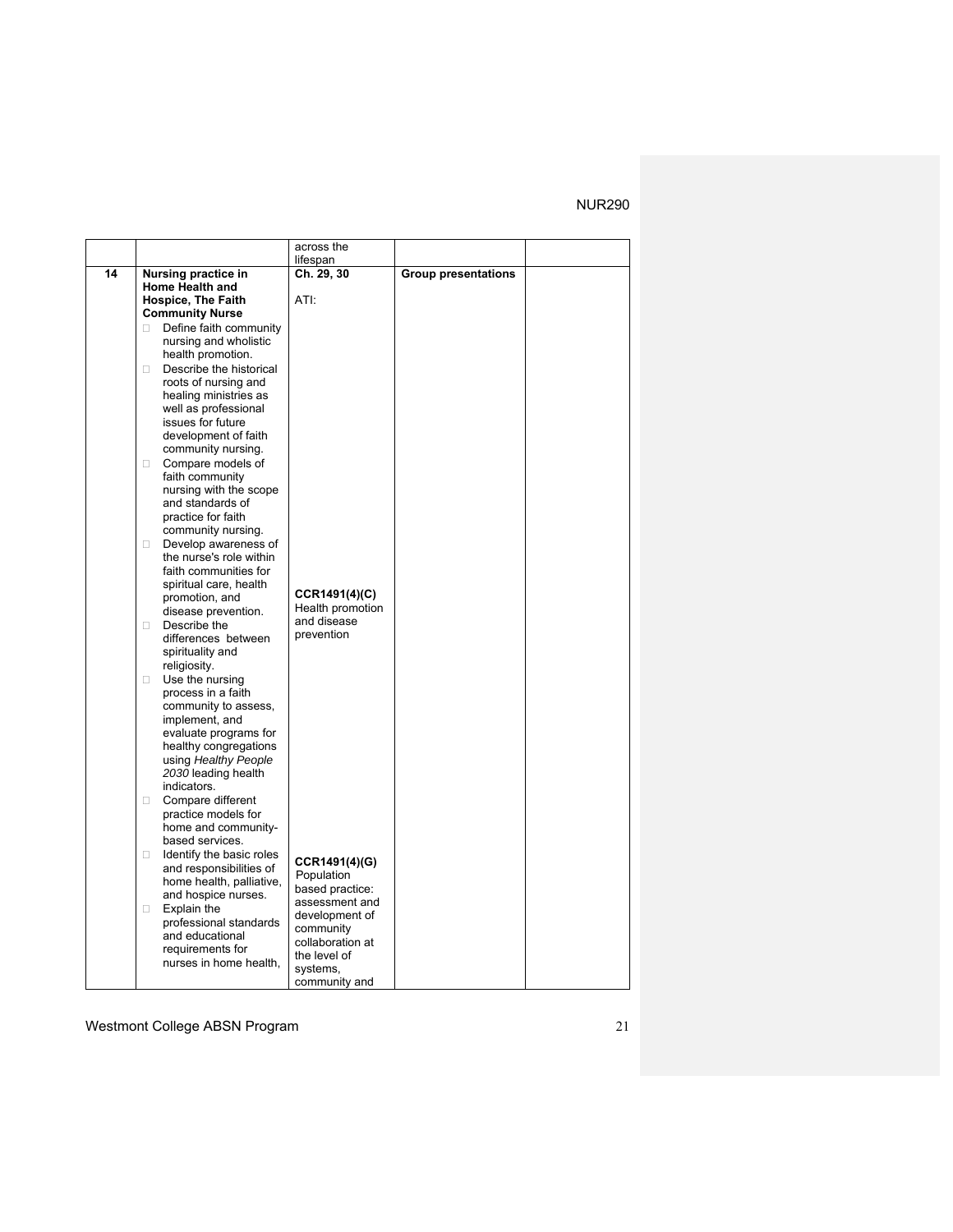| | | across the lifespan | | |
|---|---|---|---|---|
| **14** | **Nursing practice in Home Health and Hospice, The Faith Community Nurse**<br>• Define faith community nursing and wholistic health promotion.<br>• Describe the historical roots of nursing and healing ministries as well as professional issues for future development of faith community nursing.<br>• Compare models of faith community nursing with the scope and standards of practice for faith community nursing.<br>• Develop awareness of the nurse's role within faith communities for spiritual care, health promotion, and disease prevention.<br>• Describe the differences between spirituality and religiosity.<br>• Use the nursing process in a faith community to assess, implement, and evaluate programs for healthy congregations using *Healthy People 2030* leading health indicators.<br>• Compare different practice models for home and community-based services.<br>• Identify the basic roles and responsibilities of home health, palliative, and hospice nurses.<br>• Explain the professional standards and educational requirements for nurses in home health, | **Ch. 29, 30**<br><br>ATI:<br><br>**CCR1491(4)(C)** Health promotion and disease prevention<br><br>**CCR1491(4)(G)** Population based practice: assessment and development of community collaboration at the level of systems, community and | **Group presentations** | |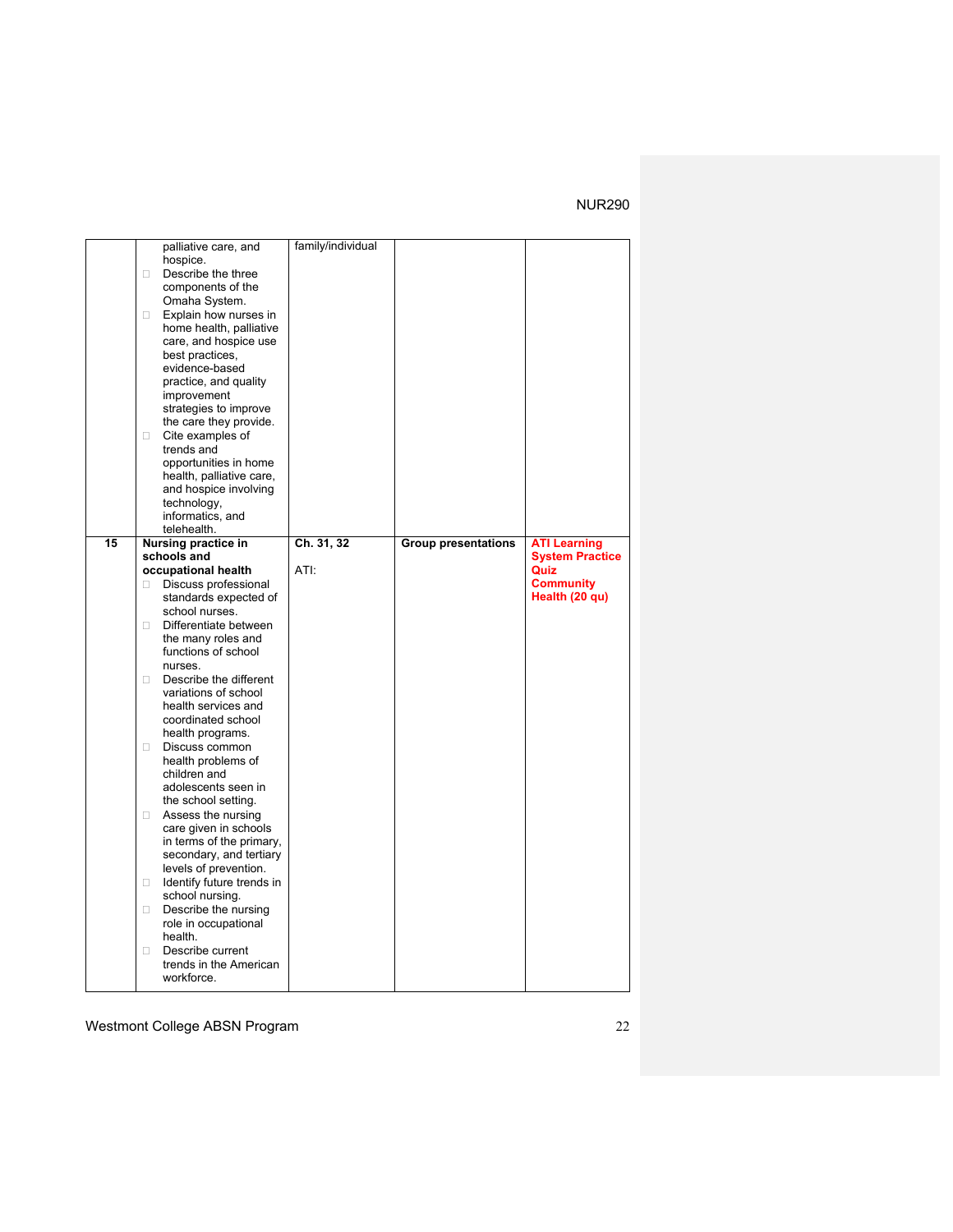| | | | | |
|---|---|---|---|---|
| | palliative care, and hospice.<br>- Describe the three components of the Omaha System.<br>- Explain how nurses in home health, palliative care, and hospice use best practices, evidence-based practice, and quality improvement strategies to improve the care they provide.<br>- Cite examples of trends and opportunities in home health, palliative care, and hospice involving technology, informatics, and telehealth. | family/individual | | |
| **15** | **Nursing practice in schools and occupational health**<br>- Discuss professional standards expected of school nurses.<br>- Differentiate between the many roles and functions of school nurses.<br>- Describe the different variations of school health services and coordinated school health programs.<br>- Discuss common health problems of children and adolescents seen in the school setting.<br>- Assess the nursing care given in schools in terms of the primary, secondary, and tertiary levels of prevention.<br>- Identify future trends in school nursing.<br>- Describe the nursing role in occupational health.<br>- Describe current trends in the American workforce. | **Ch. 31, 32**<br><br>ATI: | **Group presentations** | **ATI Learning System Practice Quiz Community Health (20 qu)** |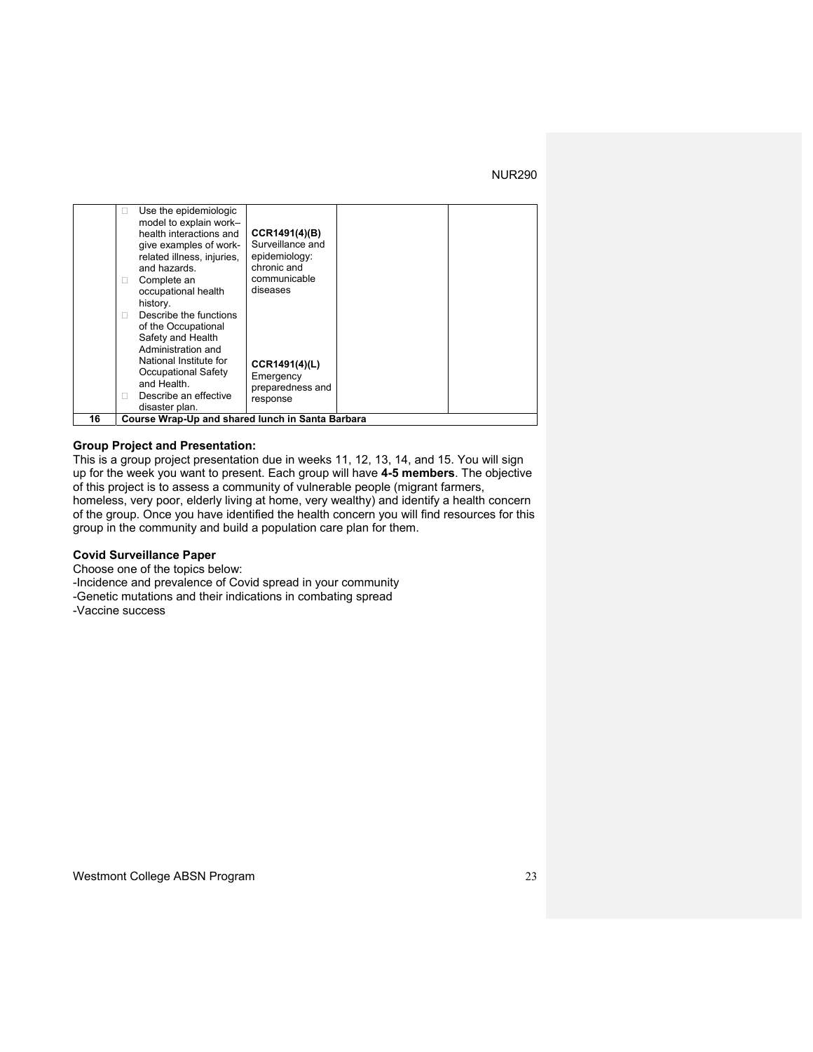| | | | | |
|---|---|---|---|---|
| | - Use the epidemiologic model to explain work–health interactions and give examples of work-related illness, injuries, and hazards.<br>- Complete an occupational health history.<br>- Describe the functions of the Occupational Safety and Health Administration and National Institute for Occupational Safety and Health.<br>- Describe an effective disaster plan. | **CCR1491(4)(B)** Surveillance and epidemiology: chronic and communicable diseases<br><br>**CCR1491(4)(L)** Emergency preparedness and response | | |
| **16** | **Course Wrap-Up and shared lunch in Santa Barbara** | | | |

**Group Project and Presentation:**
This is a group project presentation due in weeks 11, 12, 13, 14, and 15. You will sign up for the week you want to present. Each group will have **4-5 members**. The objective of this project is to assess a community of vulnerable people (migrant farmers, homeless, very poor, elderly living at home, very wealthy) and identify a health concern of the group. Once you have identified the health concern you will find resources for this group in the community and build a population care plan for them.

**Covid Surveillance Paper**
Choose one of the topics below:
-Incidence and prevalence of Covid spread in your community
-Genetic mutations and their indications in combating spread
-Vaccine success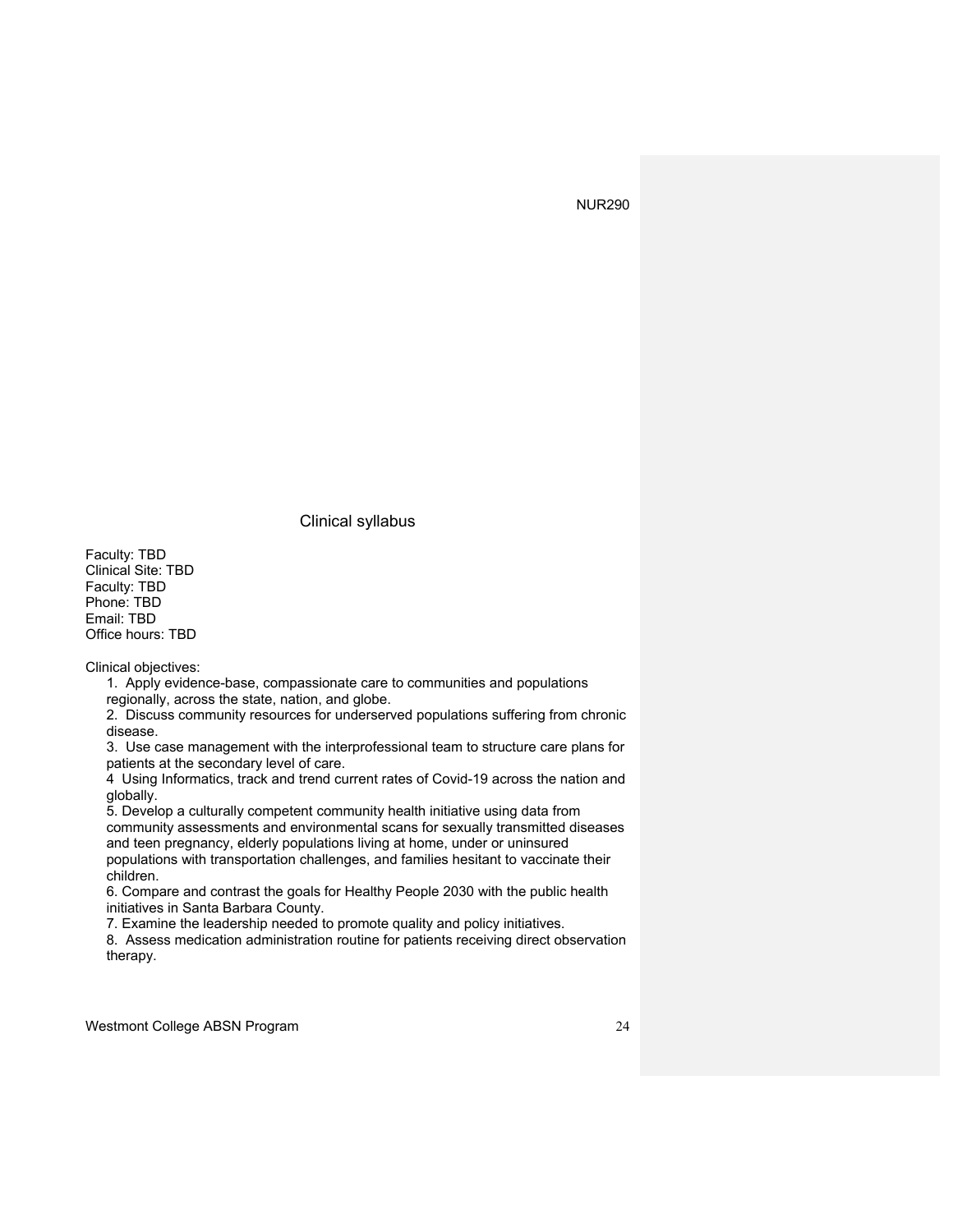## Clinical syllabus

Faculty: TBD
Clinical Site: TBD
Faculty: TBD
Phone: TBD
Email: TBD
Office hours: TBD

Clinical objectives:

1. Apply evidence-base, compassionate care to communities and populations regionally, across the state, nation, and globe.
2. Discuss community resources for underserved populations suffering from chronic disease.
3. Use case management with the interprofessional team to structure care plans for patients at the secondary level of care.
4. Using Informatics, track and trend current rates of Covid-19 across the nation and globally.
5. Develop a culturally competent community health initiative using data from community assessments and environmental scans for sexually transmitted diseases and teen pregnancy, elderly populations living at home, under or uninsured populations with transportation challenges, and families hesitant to vaccinate their children.
6. Compare and contrast the goals for Healthy People 2030 with the public health initiatives in Santa Barbara County.
7. Examine the leadership needed to promote quality and policy initiatives.
8. Assess medication administration routine for patients receiving direct observation therapy.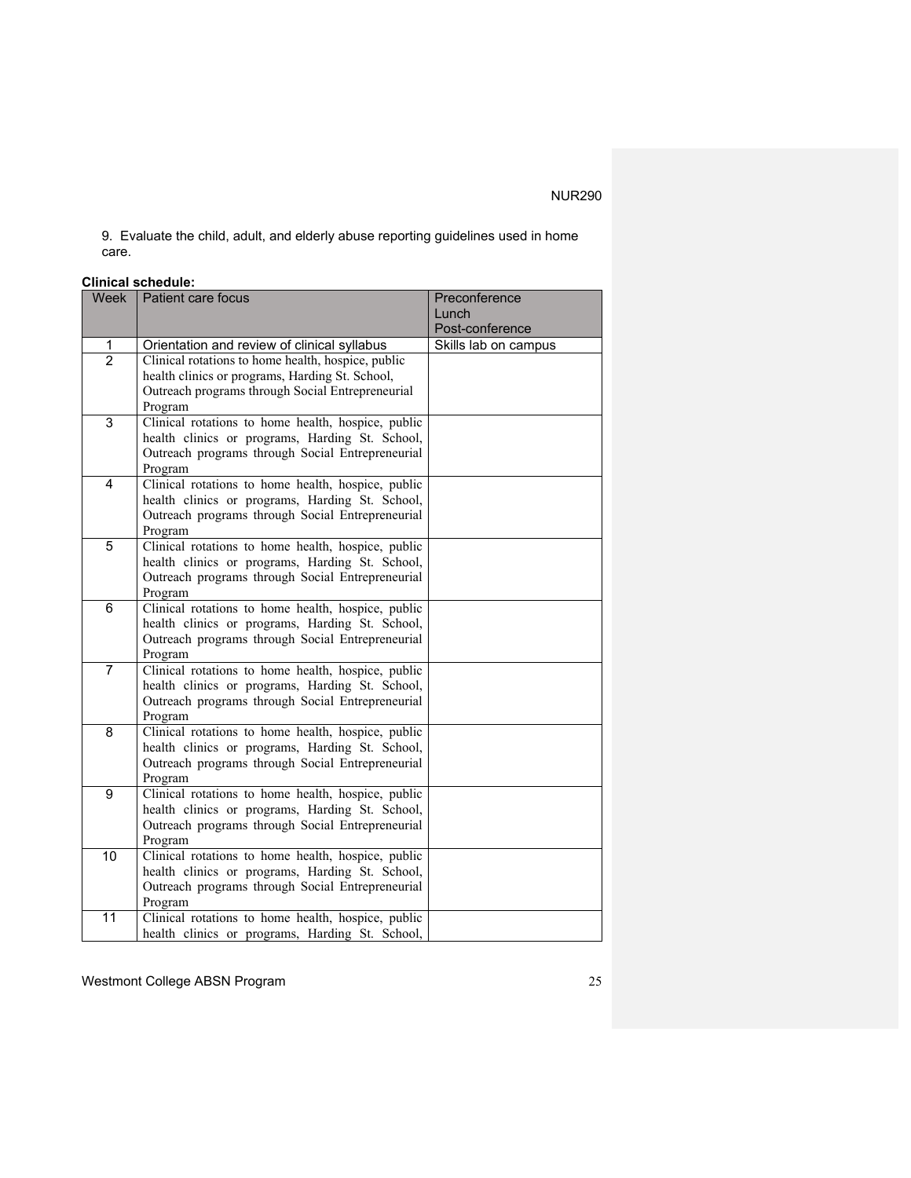9. Evaluate the child, adult, and elderly abuse reporting guidelines used in home care.

**Clinical schedule:**

| Week | Patient care focus | Preconference<br>Lunch<br>Post-conference |
|---|---|---|
| 1 | Orientation and review of clinical syllabus | Skills lab on campus |
| 2 | Clinical rotations to home health, hospice, public health clinics or programs, Harding St. School, Outreach programs through Social Entrepreneurial Program | |
| 3 | Clinical rotations to home health, hospice, public health clinics or programs, Harding St. School, Outreach programs through Social Entrepreneurial Program | |
| 4 | Clinical rotations to home health, hospice, public health clinics or programs, Harding St. School, Outreach programs through Social Entrepreneurial Program | |
| 5 | Clinical rotations to home health, hospice, public health clinics or programs, Harding St. School, Outreach programs through Social Entrepreneurial Program | |
| 6 | Clinical rotations to home health, hospice, public health clinics or programs, Harding St. School, Outreach programs through Social Entrepreneurial Program | |
| 7 | Clinical rotations to home health, hospice, public health clinics or programs, Harding St. School, Outreach programs through Social Entrepreneurial Program | |
| 8 | Clinical rotations to home health, hospice, public health clinics or programs, Harding St. School, Outreach programs through Social Entrepreneurial Program | |
| 9 | Clinical rotations to home health, hospice, public health clinics or programs, Harding St. School, Outreach programs through Social Entrepreneurial Program | |
| 10 | Clinical rotations to home health, hospice, public health clinics or programs, Harding St. School, Outreach programs through Social Entrepreneurial Program | |
| 11 | Clinical rotations to home health, hospice, public health clinics or programs, Harding St. School, | |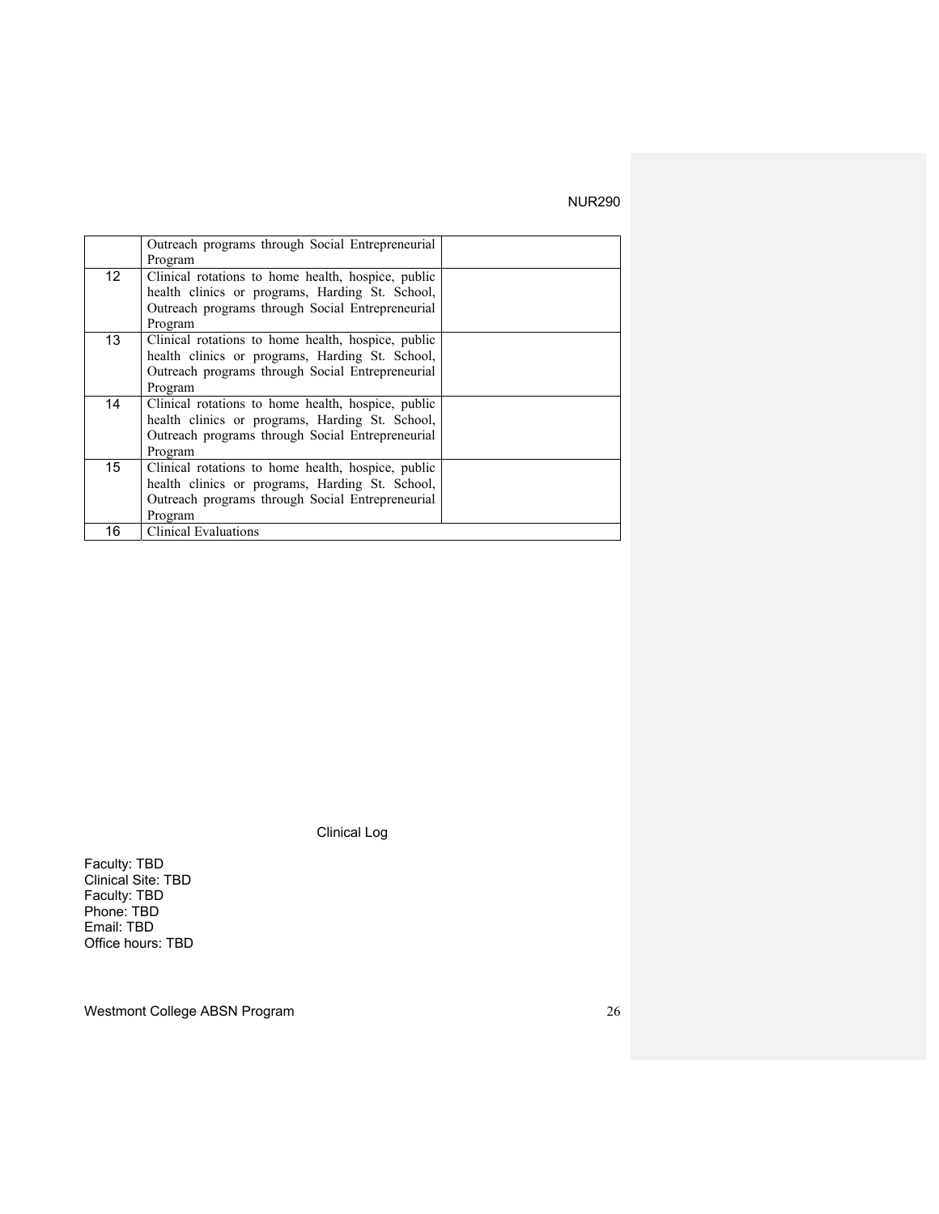| | | |
|---|---|---|
| | Outreach programs through Social Entrepreneurial Program | |
| 12 | Clinical rotations to home health, hospice, public health clinics or programs, Harding St. School, Outreach programs through Social Entrepreneurial Program | |
| 13 | Clinical rotations to home health, hospice, public health clinics or programs, Harding St. School, Outreach programs through Social Entrepreneurial Program | |
| 14 | Clinical rotations to home health, hospice, public health clinics or programs, Harding St. School, Outreach programs through Social Entrepreneurial Program | |
| 15 | Clinical rotations to home health, hospice, public health clinics or programs, Harding St. School, Outreach programs through Social Entrepreneurial Program | |
| 16 | Clinical Evaluations | |

Clinical Log

Faculty: TBD
Clinical Site: TBD
Faculty: TBD
Phone: TBD
Email: TBD
Office hours: TBD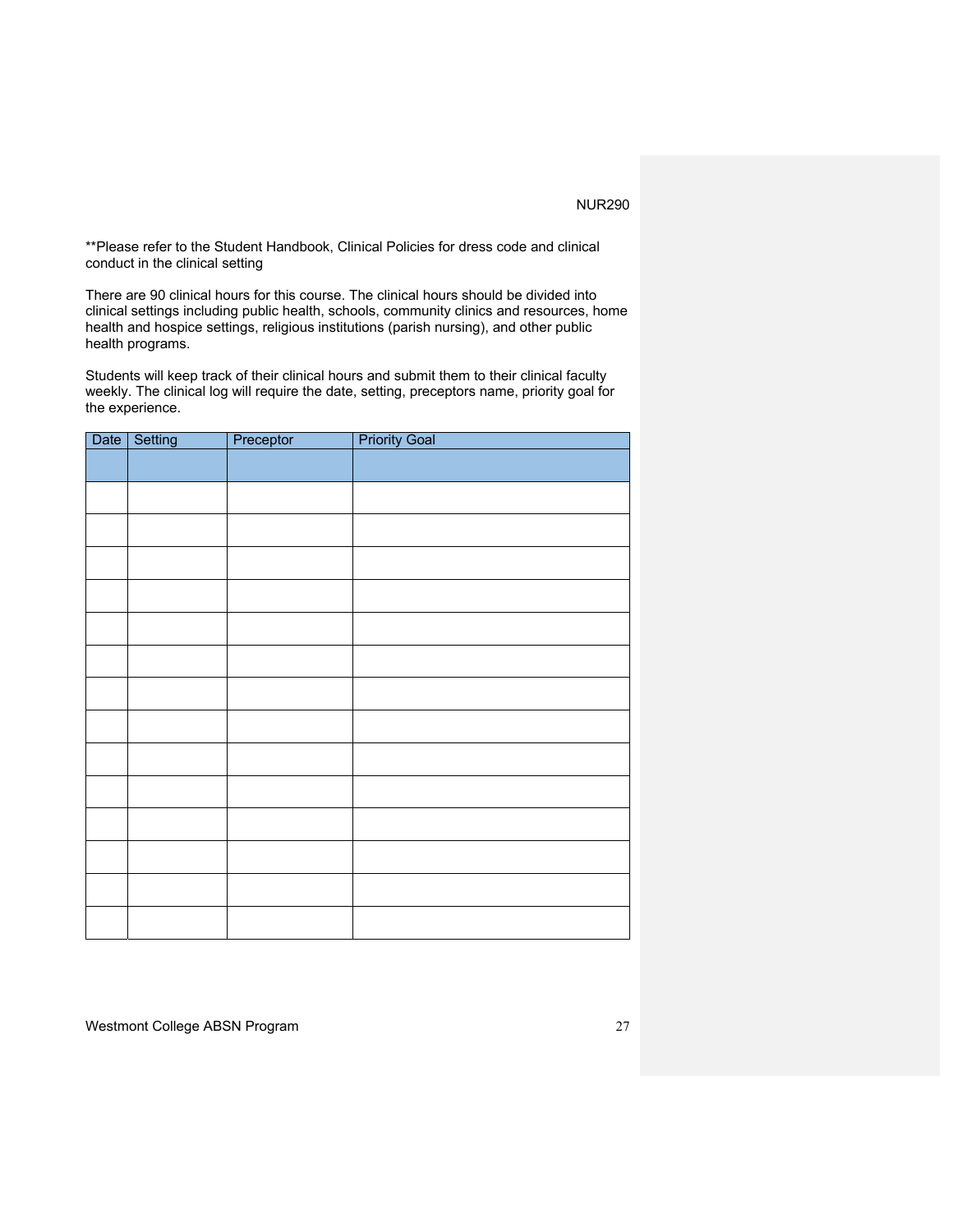**Please refer to the Student Handbook, Clinical Policies for dress code and clinical conduct in the clinical setting

There are 90 clinical hours for this course. The clinical hours should be divided into clinical settings including public health, schools, community clinics and resources, home health and hospice settings, religious institutions (parish nursing), and other public health programs.

Students will keep track of their clinical hours and submit them to their clinical faculty weekly. The clinical log will require the date, setting, preceptors name, priority goal for the experience.

| Date | Setting | Preceptor | Priority Goal |
|---|---|---|---|
| | | | |
| | | | |
| | | | |
| | | | |
| | | | |
| | | | |
| | | | |
| | | | |
| | | | |
| | | | |
| | | | |
| | | | |
| | | | |
| | | | |
| | | | |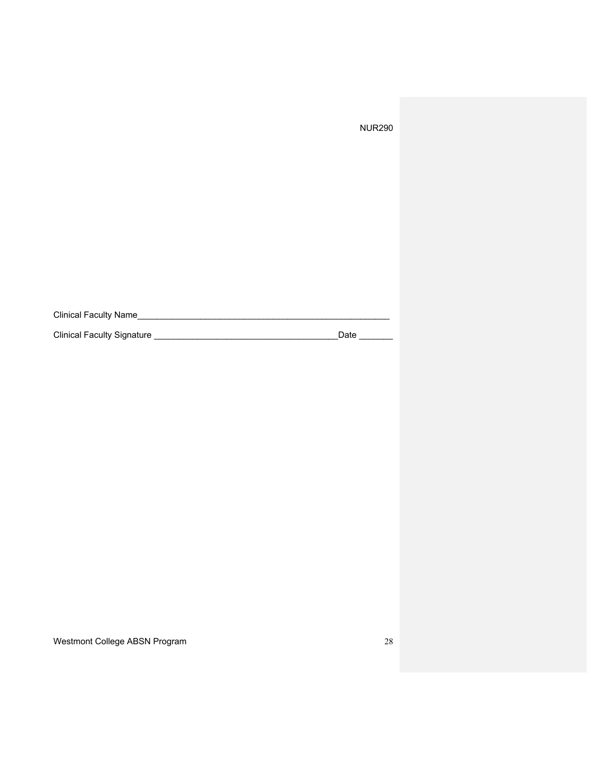Clinical Faculty Name______________________________________________________

Clinical Faculty Signature ______________________________________Date _______